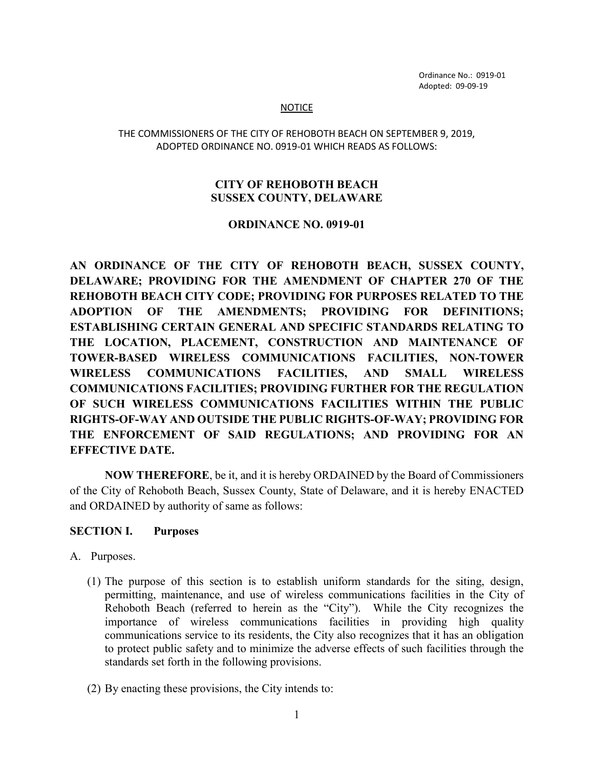Ordinance No.: 0919-01
Adopted: 09-09-19

NOTICE

THE COMMISSIONERS OF THE CITY OF REHOBOTH BEACH ON SEPTEMBER 9, 2019, ADOPTED ORDINANCE NO. 0919-01 WHICH READS AS FOLLOWS:

# CITY OF REHOBOTH BEACH
# SUSSEX COUNTY, DELAWARE

## ORDINANCE NO. 0919-01

**AN ORDINANCE OF THE CITY OF REHOBOTH BEACH, SUSSEX COUNTY, DELAWARE; PROVIDING FOR THE AMENDMENT OF CHAPTER 270 OF THE REHOBOTH BEACH CITY CODE; PROVIDING FOR PURPOSES RELATED TO THE ADOPTION OF THE AMENDMENTS; PROVIDING FOR DEFINITIONS; ESTABLISHING CERTAIN GENERAL AND SPECIFIC STANDARDS RELATING TO THE LOCATION, PLACEMENT, CONSTRUCTION AND MAINTENANCE OF TOWER-BASED WIRELESS COMMUNICATIONS FACILITIES, NON-TOWER WIRELESS COMMUNICATIONS FACILITIES, AND SMALL WIRELESS COMMUNICATIONS FACILITIES; PROVIDING FURTHER FOR THE REGULATION OF SUCH WIRELESS COMMUNICATIONS FACILITIES WITHIN THE PUBLIC RIGHTS-OF-WAY AND OUTSIDE THE PUBLIC RIGHTS-OF-WAY; PROVIDING FOR THE ENFORCEMENT OF SAID REGULATIONS; AND PROVIDING FOR AN EFFECTIVE DATE.**

**NOW THEREFORE**, be it, and it is hereby ORDAINED by the Board of Commissioners of the City of Rehoboth Beach, Sussex County, State of Delaware, and it is hereby ENACTED and ORDAINED by authority of same as follows:

### SECTION I. Purposes

A. Purposes.

(1) The purpose of this section is to establish uniform standards for the siting, design, permitting, maintenance, and use of wireless communications facilities in the City of Rehoboth Beach (referred to herein as the "City"). While the City recognizes the importance of wireless communications facilities in providing high quality communications service to its residents, the City also recognizes that it has an obligation to protect public safety and to minimize the adverse effects of such facilities through the standards set forth in the following provisions.

(2) By enacting these provisions, the City intends to: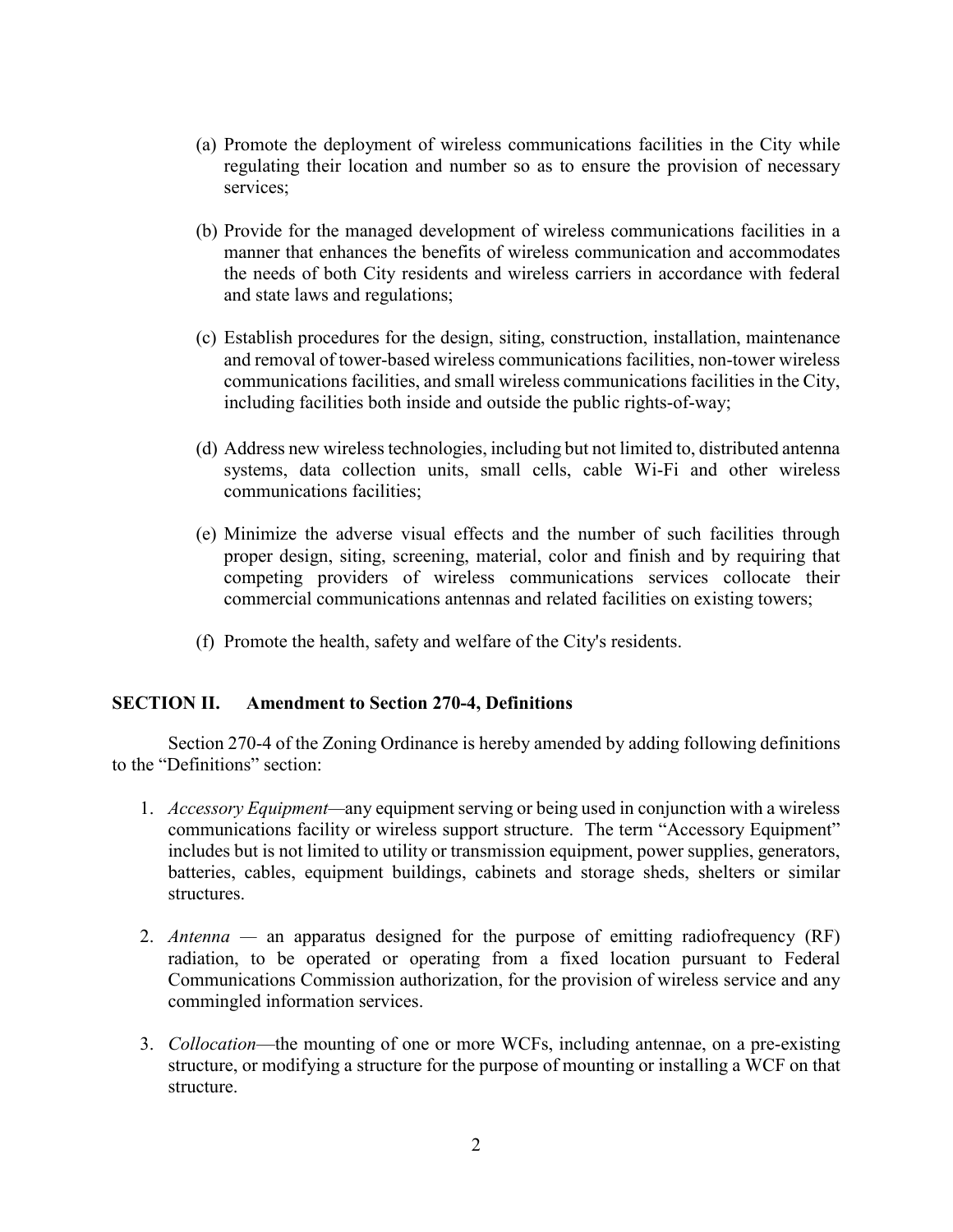(a) Promote the deployment of wireless communications facilities in the City while regulating their location and number so as to ensure the provision of necessary services;

(b) Provide for the managed development of wireless communications facilities in a manner that enhances the benefits of wireless communication and accommodates the needs of both City residents and wireless carriers in accordance with federal and state laws and regulations;

(c) Establish procedures for the design, siting, construction, installation, maintenance and removal of tower-based wireless communications facilities, non-tower wireless communications facilities, and small wireless communications facilities in the City, including facilities both inside and outside the public rights-of-way;

(d) Address new wireless technologies, including but not limited to, distributed antenna systems, data collection units, small cells, cable Wi-Fi and other wireless communications facilities;

(e) Minimize the adverse visual effects and the number of such facilities through proper design, siting, screening, material, color and finish and by requiring that competing providers of wireless communications services collocate their commercial communications antennas and related facilities on existing towers;

(f) Promote the health, safety and welfare of the City's residents.

## SECTION II. Amendment to Section 270-4, Definitions

Section 270-4 of the Zoning Ordinance is hereby amended by adding following definitions to the "Definitions" section:

1. *Accessory Equipment*—any equipment serving or being used in conjunction with a wireless communications facility or wireless support structure. The term "Accessory Equipment" includes but is not limited to utility or transmission equipment, power supplies, generators, batteries, cables, equipment buildings, cabinets and storage sheds, shelters or similar structures.

2. *Antenna* — an apparatus designed for the purpose of emitting radiofrequency (RF) radiation, to be operated or operating from a fixed location pursuant to Federal Communications Commission authorization, for the provision of wireless service and any commingled information services.

3. *Collocation*—the mounting of one or more WCFs, including antennae, on a pre-existing structure, or modifying a structure for the purpose of mounting or installing a WCF on that structure.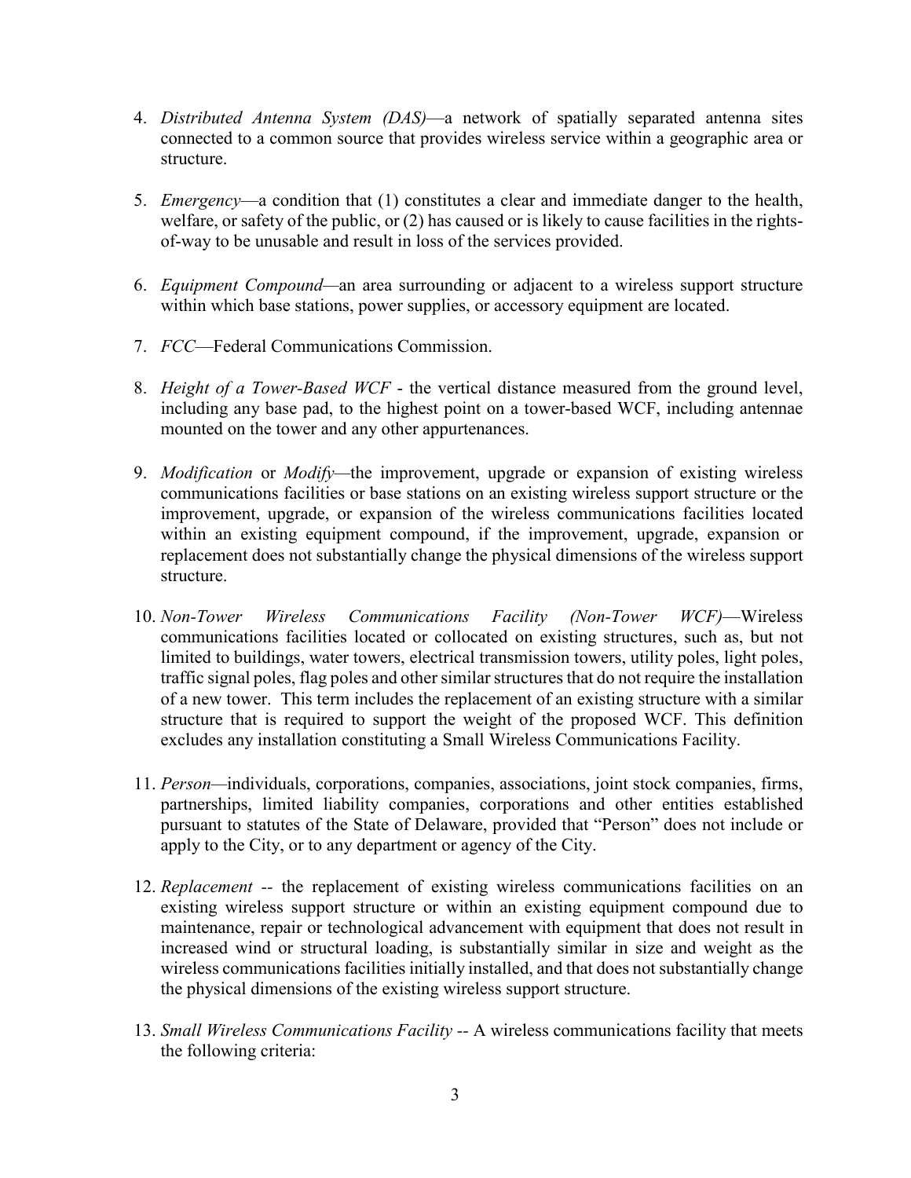4. *Distributed Antenna System (DAS)*—a network of spatially separated antenna sites connected to a common source that provides wireless service within a geographic area or structure.

5. *Emergency*—a condition that (1) constitutes a clear and immediate danger to the health, welfare, or safety of the public, or (2) has caused or is likely to cause facilities in the rights-of-way to be unusable and result in loss of the services provided.

6. *Equipment Compound*—an area surrounding or adjacent to a wireless support structure within which base stations, power supplies, or accessory equipment are located.

7. *FCC*—Federal Communications Commission.

8. *Height of a Tower-Based WCF* - the vertical distance measured from the ground level, including any base pad, to the highest point on a tower-based WCF, including antennae mounted on the tower and any other appurtenances.

9. *Modification* or *Modify*—the improvement, upgrade or expansion of existing wireless communications facilities or base stations on an existing wireless support structure or the improvement, upgrade, or expansion of the wireless communications facilities located within an existing equipment compound, if the improvement, upgrade, expansion or replacement does not substantially change the physical dimensions of the wireless support structure.

10. *Non-Tower Wireless Communications Facility (Non-Tower WCF)*—Wireless communications facilities located or collocated on existing structures, such as, but not limited to buildings, water towers, electrical transmission towers, utility poles, light poles, traffic signal poles, flag poles and other similar structures that do not require the installation of a new tower. This term includes the replacement of an existing structure with a similar structure that is required to support the weight of the proposed WCF. This definition excludes any installation constituting a Small Wireless Communications Facility.

11. *Person*—individuals, corporations, companies, associations, joint stock companies, firms, partnerships, limited liability companies, corporations and other entities established pursuant to statutes of the State of Delaware, provided that "Person" does not include or apply to the City, or to any department or agency of the City.

12. *Replacement* -- the replacement of existing wireless communications facilities on an existing wireless support structure or within an existing equipment compound due to maintenance, repair or technological advancement with equipment that does not result in increased wind or structural loading, is substantially similar in size and weight as the wireless communications facilities initially installed, and that does not substantially change the physical dimensions of the existing wireless support structure.

13. *Small Wireless Communications Facility* -- A wireless communications facility that meets the following criteria: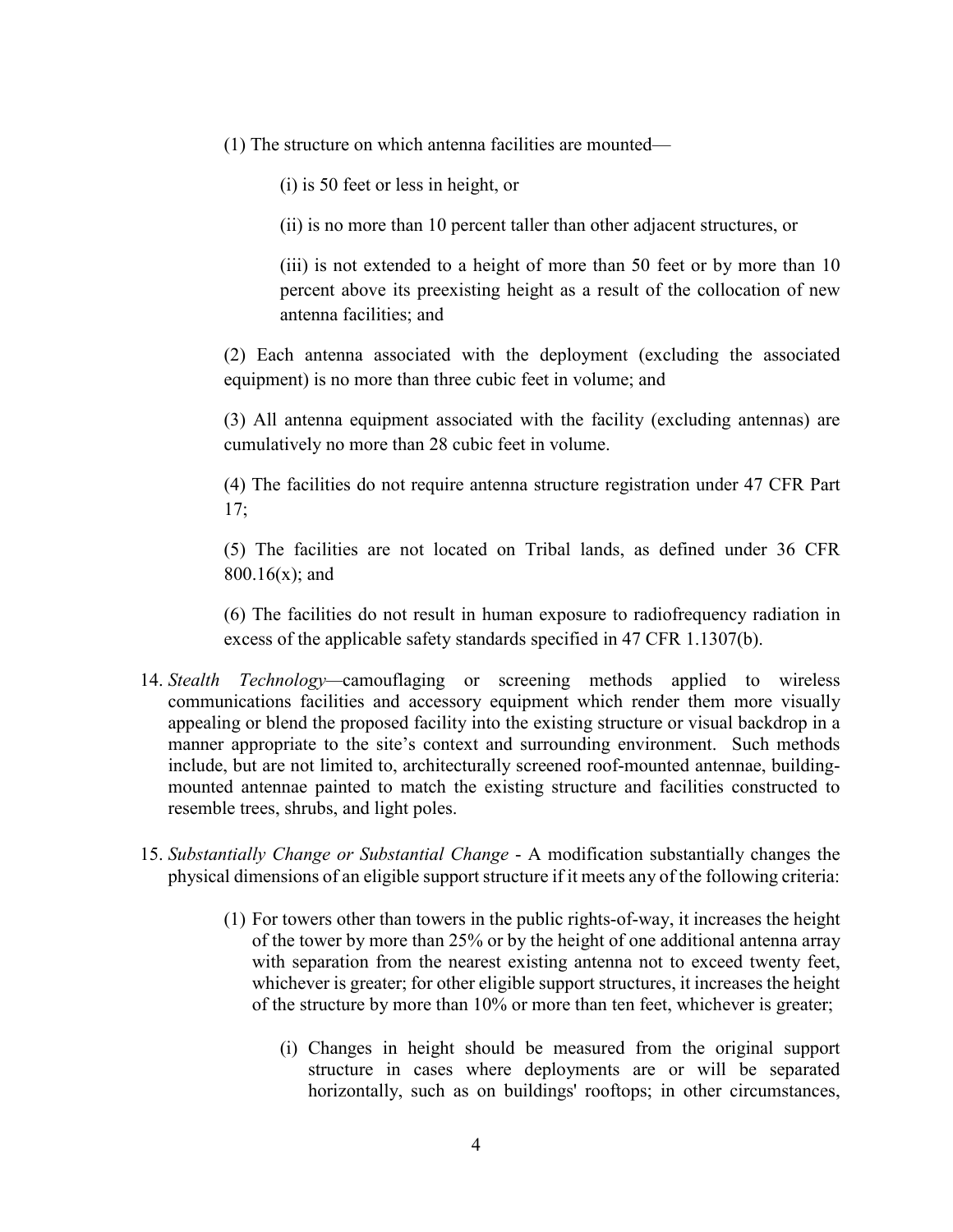(1) The structure on which antenna facilities are mounted—

(i) is 50 feet or less in height, or

(ii) is no more than 10 percent taller than other adjacent structures, or

(iii) is not extended to a height of more than 50 feet or by more than 10 percent above its preexisting height as a result of the collocation of new antenna facilities; and

(2) Each antenna associated with the deployment (excluding the associated equipment) is no more than three cubic feet in volume; and

(3) All antenna equipment associated with the facility (excluding antennas) are cumulatively no more than 28 cubic feet in volume.

(4) The facilities do not require antenna structure registration under 47 CFR Part 17;

(5) The facilities are not located on Tribal lands, as defined under 36 CFR 800.16(x); and

(6) The facilities do not result in human exposure to radiofrequency radiation in excess of the applicable safety standards specified in 47 CFR 1.1307(b).

14. *Stealth Technology*—camouflaging or screening methods applied to wireless communications facilities and accessory equipment which render them more visually appealing or blend the proposed facility into the existing structure or visual backdrop in a manner appropriate to the site's context and surrounding environment. Such methods include, but are not limited to, architecturally screened roof-mounted antennae, building-mounted antennae painted to match the existing structure and facilities constructed to resemble trees, shrubs, and light poles.

15. *Substantially Change or Substantial Change* - A modification substantially changes the physical dimensions of an eligible support structure if it meets any of the following criteria:

    (1) For towers other than towers in the public rights-of-way, it increases the height of the tower by more than 25% or by the height of one additional antenna array with separation from the nearest existing antenna not to exceed twenty feet, whichever is greater; for other eligible support structures, it increases the height of the structure by more than 10% or more than ten feet, whichever is greater;

        (i) Changes in height should be measured from the original support structure in cases where deployments are or will be separated horizontally, such as on buildings' rooftops; in other circumstances,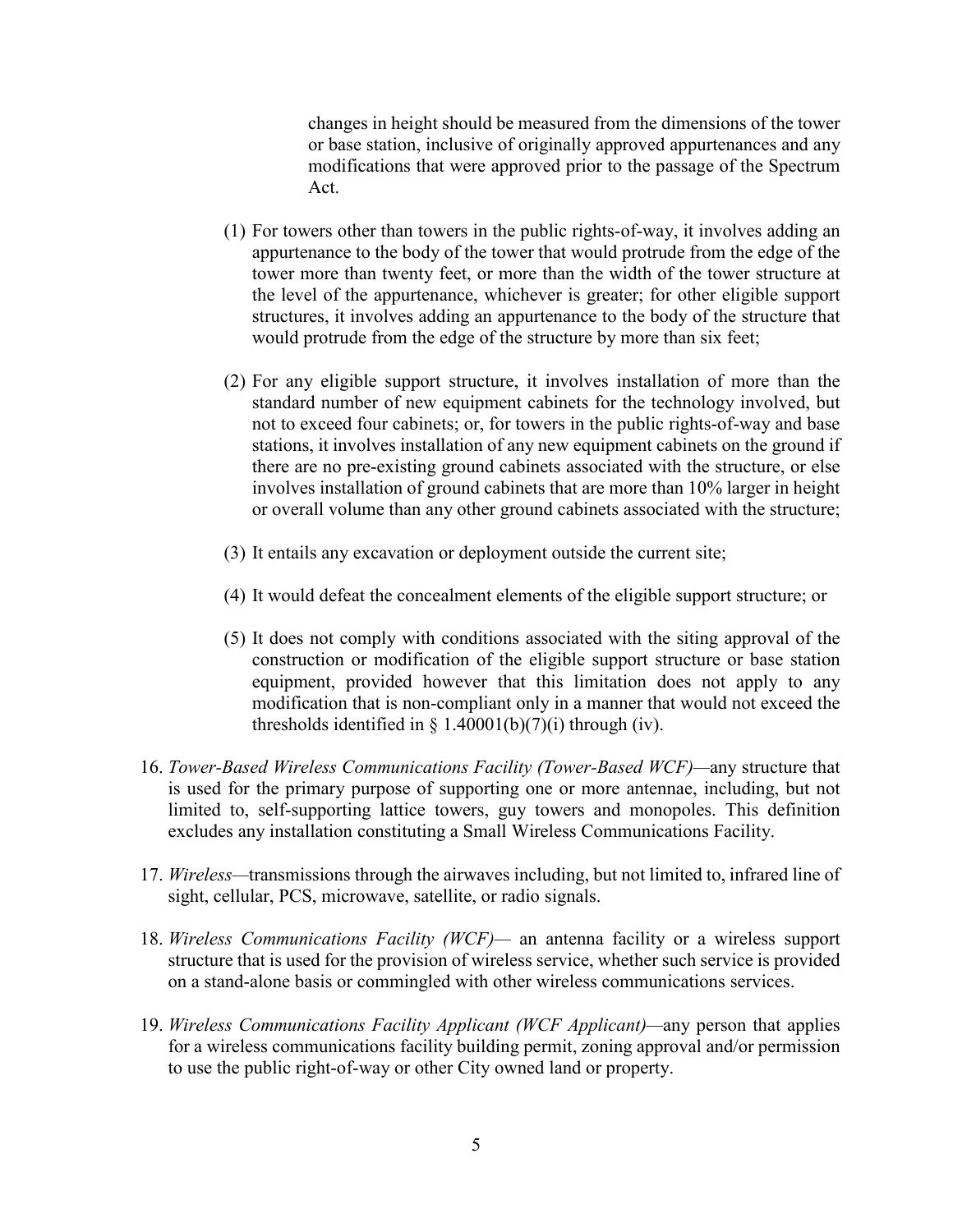changes in height should be measured from the dimensions of the tower or base station, inclusive of originally approved appurtenances and any modifications that were approved prior to the passage of the Spectrum Act.

(1) For towers other than towers in the public rights-of-way, it involves adding an appurtenance to the body of the tower that would protrude from the edge of the tower more than twenty feet, or more than the width of the tower structure at the level of the appurtenance, whichever is greater; for other eligible support structures, it involves adding an appurtenance to the body of the structure that would protrude from the edge of the structure by more than six feet;

(2) For any eligible support structure, it involves installation of more than the standard number of new equipment cabinets for the technology involved, but not to exceed four cabinets; or, for towers in the public rights-of-way and base stations, it involves installation of any new equipment cabinets on the ground if there are no pre-existing ground cabinets associated with the structure, or else involves installation of ground cabinets that are more than 10% larger in height or overall volume than any other ground cabinets associated with the structure;

(3) It entails any excavation or deployment outside the current site;

(4) It would defeat the concealment elements of the eligible support structure; or

(5) It does not comply with conditions associated with the siting approval of the construction or modification of the eligible support structure or base station equipment, provided however that this limitation does not apply to any modification that is non-compliant only in a manner that would not exceed the thresholds identified in § 1.40001(b)(7)(i) through (iv).

16. *Tower-Based Wireless Communications Facility (Tower-Based WCF)*—any structure that is used for the primary purpose of supporting one or more antennae, including, but not limited to, self-supporting lattice towers, guy towers and monopoles. This definition excludes any installation constituting a Small Wireless Communications Facility.

17. *Wireless*—transmissions through the airwaves including, but not limited to, infrared line of sight, cellular, PCS, microwave, satellite, or radio signals.

18. *Wireless Communications Facility (WCF)*— an antenna facility or a wireless support structure that is used for the provision of wireless service, whether such service is provided on a stand-alone basis or commingled with other wireless communications services.

19. *Wireless Communications Facility Applicant (WCF Applicant)*—any person that applies for a wireless communications facility building permit, zoning approval and/or permission to use the public right-of-way or other City owned land or property.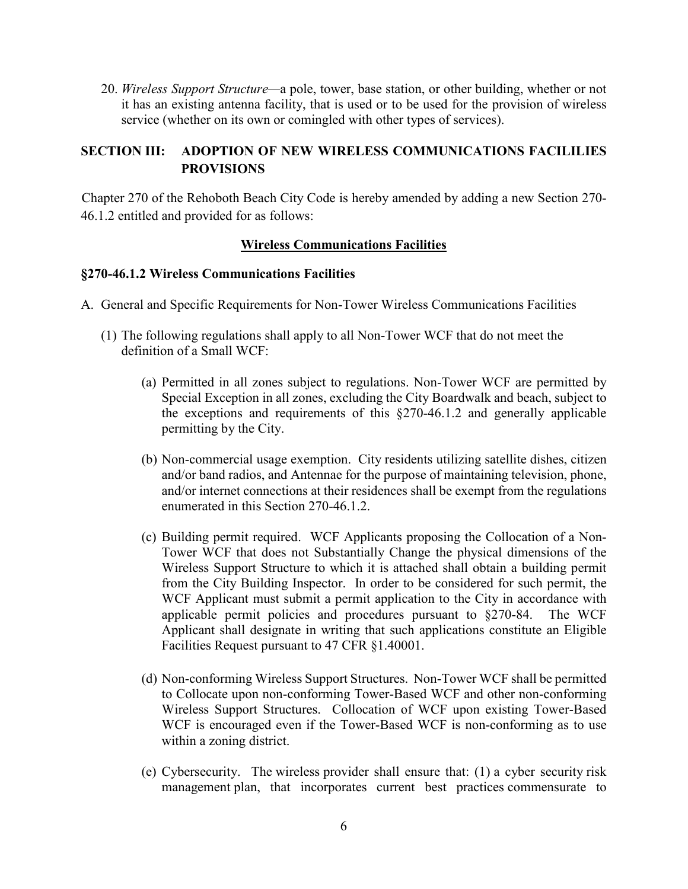20. *Wireless Support Structure*—a pole, tower, base station, or other building, whether or not it has an existing antenna facility, that is used or to be used for the provision of wireless service (whether on its own or comingled with other types of services).

## SECTION III: ADOPTION OF NEW WIRELESS COMMUNICATIONS FACILILIES PROVISIONS

Chapter 270 of the Rehoboth Beach City Code is hereby amended by adding a new Section 270-46.1.2 entitled and provided for as follows:

**Wireless Communications Facilities**

### §270-46.1.2 Wireless Communications Facilities

A. General and Specific Requirements for Non-Tower Wireless Communications Facilities

(1) The following regulations shall apply to all Non-Tower WCF that do not meet the definition of a Small WCF:

(a) Permitted in all zones subject to regulations. Non-Tower WCF are permitted by Special Exception in all zones, excluding the City Boardwalk and beach, subject to the exceptions and requirements of this §270-46.1.2 and generally applicable permitting by the City.

(b) Non-commercial usage exemption. City residents utilizing satellite dishes, citizen and/or band radios, and Antennae for the purpose of maintaining television, phone, and/or internet connections at their residences shall be exempt from the regulations enumerated in this Section 270-46.1.2.

(c) Building permit required. WCF Applicants proposing the Collocation of a Non-Tower WCF that does not Substantially Change the physical dimensions of the Wireless Support Structure to which it is attached shall obtain a building permit from the City Building Inspector. In order to be considered for such permit, the WCF Applicant must submit a permit application to the City in accordance with applicable permit policies and procedures pursuant to §270-84. The WCF Applicant shall designate in writing that such applications constitute an Eligible Facilities Request pursuant to 47 CFR §1.40001.

(d) Non-conforming Wireless Support Structures. Non-Tower WCF shall be permitted to Collocate upon non-conforming Tower-Based WCF and other non-conforming Wireless Support Structures. Collocation of WCF upon existing Tower-Based WCF is encouraged even if the Tower-Based WCF is non-conforming as to use within a zoning district.

(e) Cybersecurity. The wireless provider shall ensure that: (1) a cyber security risk management plan, that incorporates current best practices commensurate to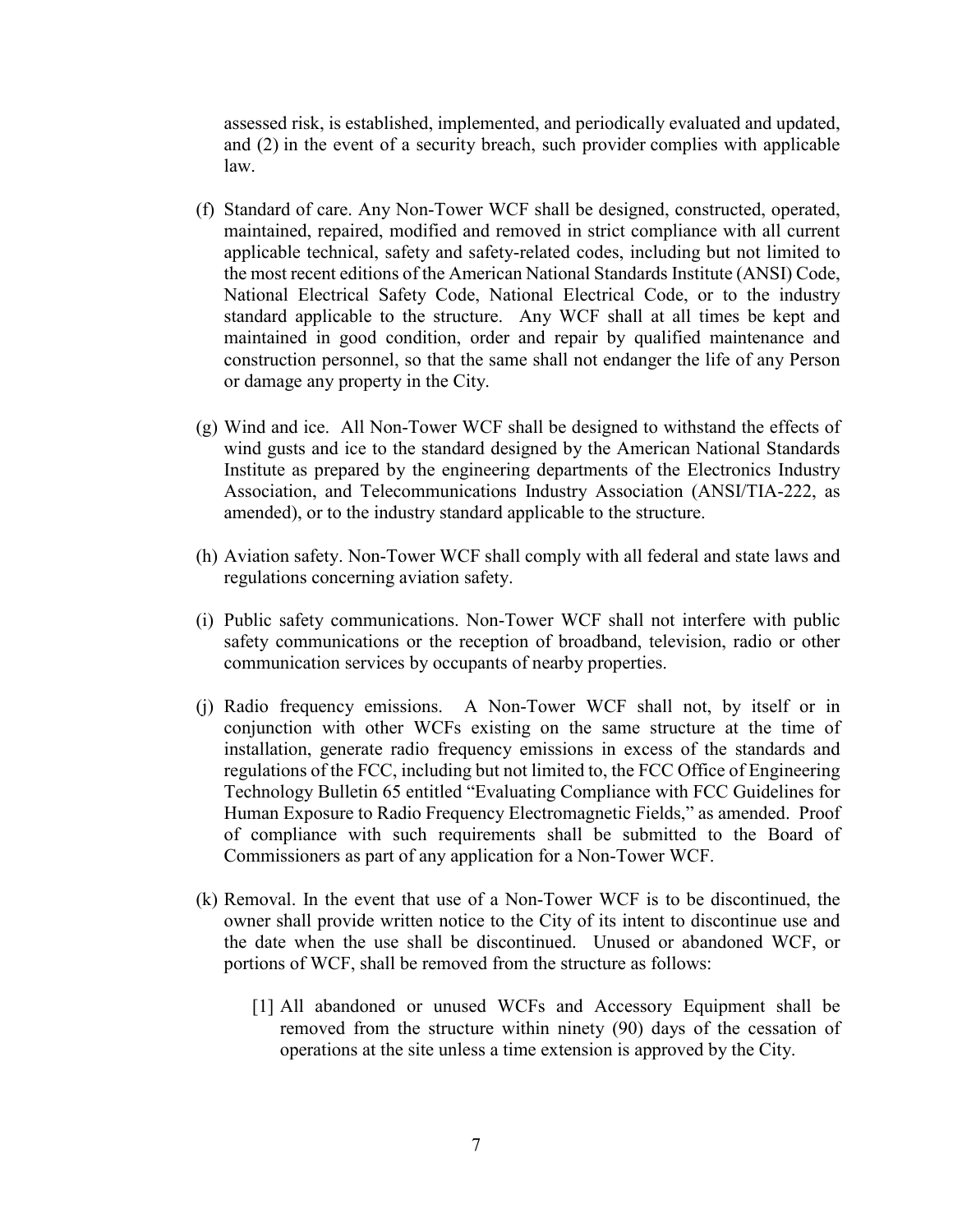assessed risk, is established, implemented, and periodically evaluated and updated, and (2) in the event of a security breach, such provider complies with applicable law.

(f) Standard of care. Any Non-Tower WCF shall be designed, constructed, operated, maintained, repaired, modified and removed in strict compliance with all current applicable technical, safety and safety-related codes, including but not limited to the most recent editions of the American National Standards Institute (ANSI) Code, National Electrical Safety Code, National Electrical Code, or to the industry standard applicable to the structure. Any WCF shall at all times be kept and maintained in good condition, order and repair by qualified maintenance and construction personnel, so that the same shall not endanger the life of any Person or damage any property in the City.

(g) Wind and ice. All Non-Tower WCF shall be designed to withstand the effects of wind gusts and ice to the standard designed by the American National Standards Institute as prepared by the engineering departments of the Electronics Industry Association, and Telecommunications Industry Association (ANSI/TIA-222, as amended), or to the industry standard applicable to the structure.

(h) Aviation safety. Non-Tower WCF shall comply with all federal and state laws and regulations concerning aviation safety.

(i) Public safety communications. Non-Tower WCF shall not interfere with public safety communications or the reception of broadband, television, radio or other communication services by occupants of nearby properties.

(j) Radio frequency emissions. A Non-Tower WCF shall not, by itself or in conjunction with other WCFs existing on the same structure at the time of installation, generate radio frequency emissions in excess of the standards and regulations of the FCC, including but not limited to, the FCC Office of Engineering Technology Bulletin 65 entitled "Evaluating Compliance with FCC Guidelines for Human Exposure to Radio Frequency Electromagnetic Fields," as amended. Proof of compliance with such requirements shall be submitted to the Board of Commissioners as part of any application for a Non-Tower WCF.

(k) Removal. In the event that use of a Non-Tower WCF is to be discontinued, the owner shall provide written notice to the City of its intent to discontinue use and the date when the use shall be discontinued. Unused or abandoned WCF, or portions of WCF, shall be removed from the structure as follows:

  [1] All abandoned or unused WCFs and Accessory Equipment shall be removed from the structure within ninety (90) days of the cessation of operations at the site unless a time extension is approved by the City.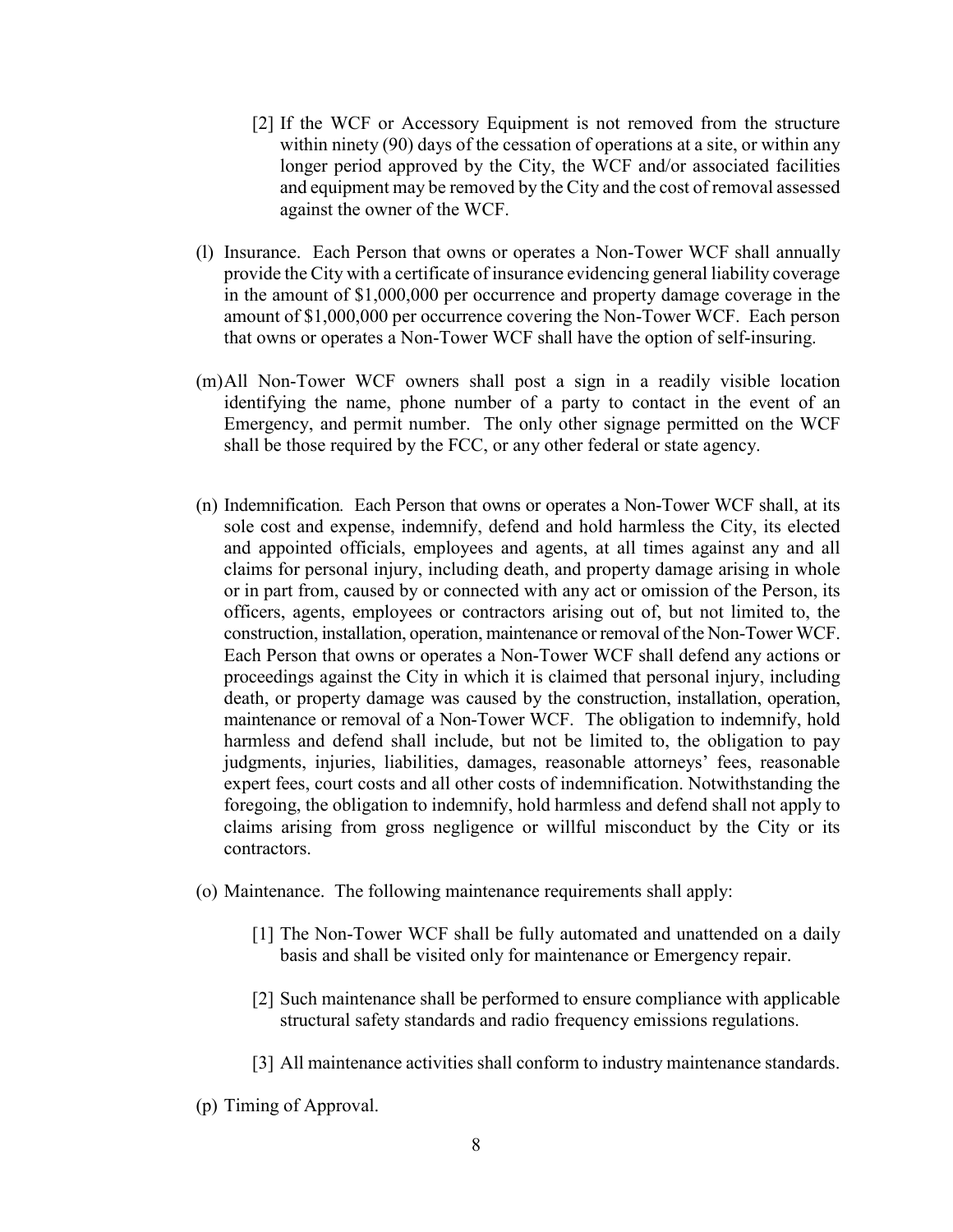[2] If the WCF or Accessory Equipment is not removed from the structure within ninety (90) days of the cessation of operations at a site, or within any longer period approved by the City, the WCF and/or associated facilities and equipment may be removed by the City and the cost of removal assessed against the owner of the WCF.

(l) Insurance. Each Person that owns or operates a Non-Tower WCF shall annually provide the City with a certificate of insurance evidencing general liability coverage in the amount of $1,000,000 per occurrence and property damage coverage in the amount of $1,000,000 per occurrence covering the Non-Tower WCF. Each person that owns or operates a Non-Tower WCF shall have the option of self-insuring.

(m) All Non-Tower WCF owners shall post a sign in a readily visible location identifying the name, phone number of a party to contact in the event of an Emergency, and permit number. The only other signage permitted on the WCF shall be those required by the FCC, or any other federal or state agency.

(n) Indemnification. Each Person that owns or operates a Non-Tower WCF shall, at its sole cost and expense, indemnify, defend and hold harmless the City, its elected and appointed officials, employees and agents, at all times against any and all claims for personal injury, including death, and property damage arising in whole or in part from, caused by or connected with any act or omission of the Person, its officers, agents, employees or contractors arising out of, but not limited to, the construction, installation, operation, maintenance or removal of the Non-Tower WCF. Each Person that owns or operates a Non-Tower WCF shall defend any actions or proceedings against the City in which it is claimed that personal injury, including death, or property damage was caused by the construction, installation, operation, maintenance or removal of a Non-Tower WCF. The obligation to indemnify, hold harmless and defend shall include, but not be limited to, the obligation to pay judgments, injuries, liabilities, damages, reasonable attorneys' fees, reasonable expert fees, court costs and all other costs of indemnification. Notwithstanding the foregoing, the obligation to indemnify, hold harmless and defend shall not apply to claims arising from gross negligence or willful misconduct by the City or its contractors.

(o) Maintenance. The following maintenance requirements shall apply:

[1] The Non-Tower WCF shall be fully automated and unattended on a daily basis and shall be visited only for maintenance or Emergency repair.

[2] Such maintenance shall be performed to ensure compliance with applicable structural safety standards and radio frequency emissions regulations.

[3] All maintenance activities shall conform to industry maintenance standards.

(p) Timing of Approval.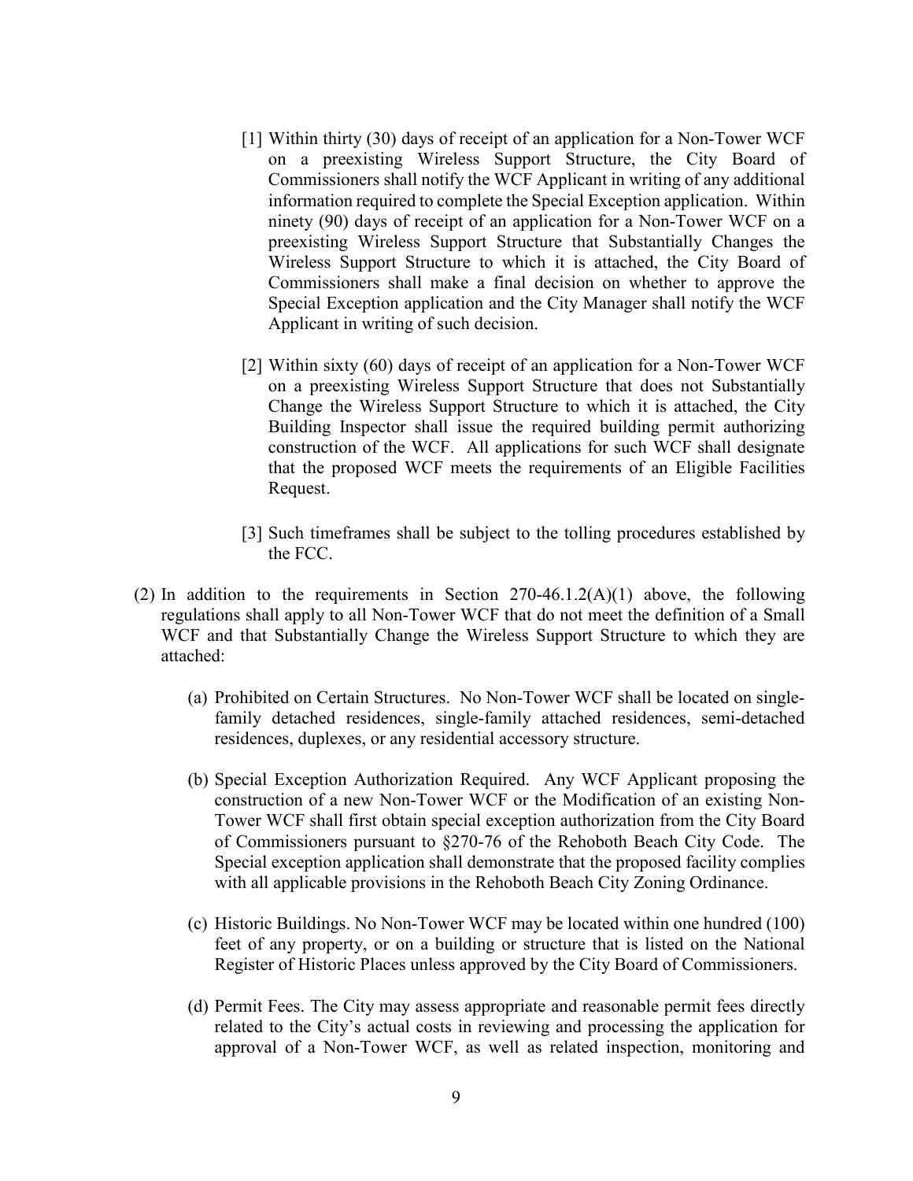[1] Within thirty (30) days of receipt of an application for a Non-Tower WCF on a preexisting Wireless Support Structure, the City Board of Commissioners shall notify the WCF Applicant in writing of any additional information required to complete the Special Exception application. Within ninety (90) days of receipt of an application for a Non-Tower WCF on a preexisting Wireless Support Structure that Substantially Changes the Wireless Support Structure to which it is attached, the City Board of Commissioners shall make a final decision on whether to approve the Special Exception application and the City Manager shall notify the WCF Applicant in writing of such decision.

[2] Within sixty (60) days of receipt of an application for a Non-Tower WCF on a preexisting Wireless Support Structure that does not Substantially Change the Wireless Support Structure to which it is attached, the City Building Inspector shall issue the required building permit authorizing construction of the WCF. All applications for such WCF shall designate that the proposed WCF meets the requirements of an Eligible Facilities Request.

[3] Such timeframes shall be subject to the tolling procedures established by the FCC.

(2) In addition to the requirements in Section 270-46.1.2(A)(1) above, the following regulations shall apply to all Non-Tower WCF that do not meet the definition of a Small WCF and that Substantially Change the Wireless Support Structure to which they are attached:

(a) Prohibited on Certain Structures. No Non-Tower WCF shall be located on single-family detached residences, single-family attached residences, semi-detached residences, duplexes, or any residential accessory structure.

(b) Special Exception Authorization Required. Any WCF Applicant proposing the construction of a new Non-Tower WCF or the Modification of an existing Non-Tower WCF shall first obtain special exception authorization from the City Board of Commissioners pursuant to §270-76 of the Rehoboth Beach City Code. The Special exception application shall demonstrate that the proposed facility complies with all applicable provisions in the Rehoboth Beach City Zoning Ordinance.

(c) Historic Buildings. No Non-Tower WCF may be located within one hundred (100) feet of any property, or on a building or structure that is listed on the National Register of Historic Places unless approved by the City Board of Commissioners.

(d) Permit Fees. The City may assess appropriate and reasonable permit fees directly related to the City's actual costs in reviewing and processing the application for approval of a Non-Tower WCF, as well as related inspection, monitoring and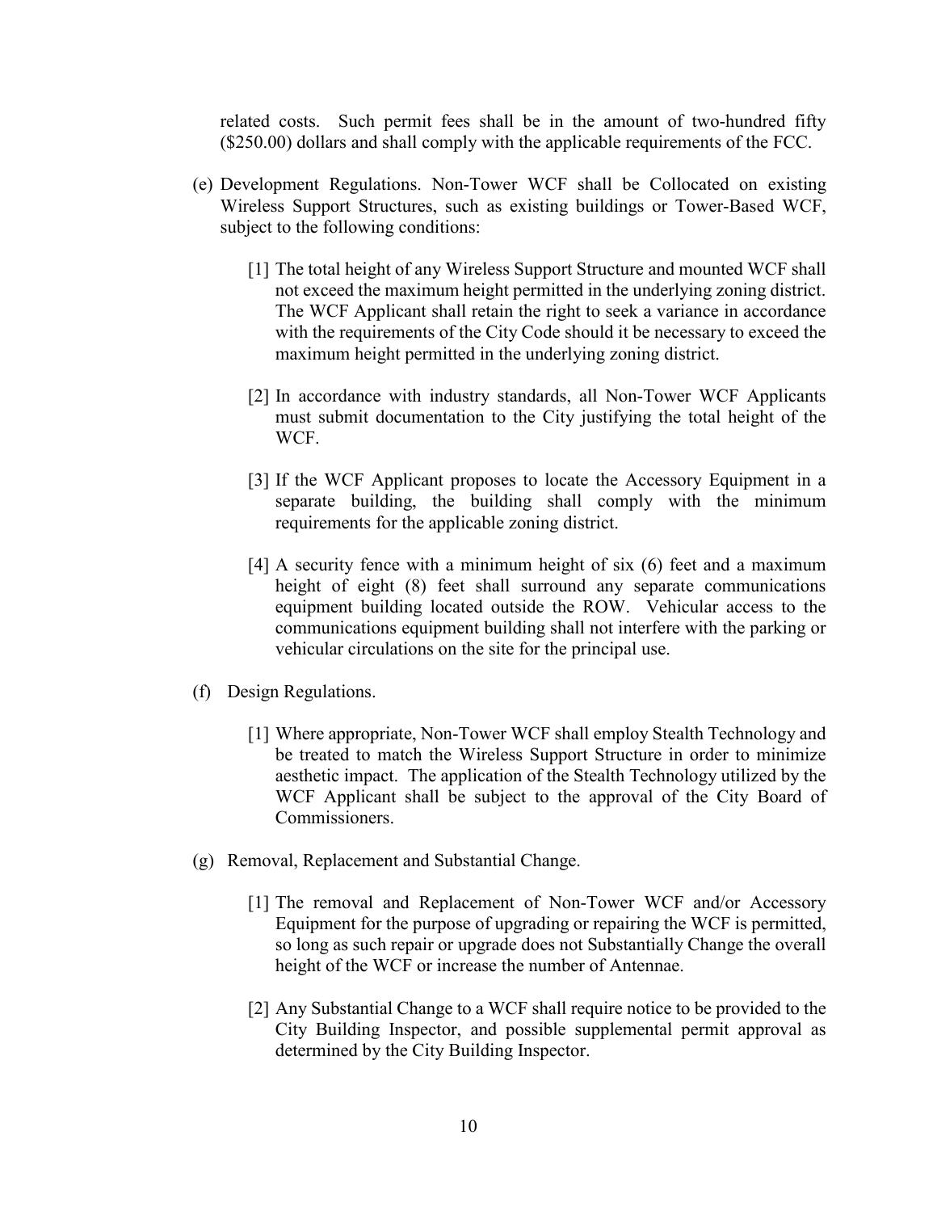related costs. Such permit fees shall be in the amount of two-hundred fifty ($250.00) dollars and shall comply with the applicable requirements of the FCC.

(e) Development Regulations. Non-Tower WCF shall be Collocated on existing Wireless Support Structures, such as existing buildings or Tower-Based WCF, subject to the following conditions:

[1] The total height of any Wireless Support Structure and mounted WCF shall not exceed the maximum height permitted in the underlying zoning district. The WCF Applicant shall retain the right to seek a variance in accordance with the requirements of the City Code should it be necessary to exceed the maximum height permitted in the underlying zoning district.

[2] In accordance with industry standards, all Non-Tower WCF Applicants must submit documentation to the City justifying the total height of the WCF.

[3] If the WCF Applicant proposes to locate the Accessory Equipment in a separate building, the building shall comply with the minimum requirements for the applicable zoning district.

[4] A security fence with a minimum height of six (6) feet and a maximum height of eight (8) feet shall surround any separate communications equipment building located outside the ROW. Vehicular access to the communications equipment building shall not interfere with the parking or vehicular circulations on the site for the principal use.

(f) Design Regulations.

[1] Where appropriate, Non-Tower WCF shall employ Stealth Technology and be treated to match the Wireless Support Structure in order to minimize aesthetic impact. The application of the Stealth Technology utilized by the WCF Applicant shall be subject to the approval of the City Board of Commissioners.

(g) Removal, Replacement and Substantial Change.

[1] The removal and Replacement of Non-Tower WCF and/or Accessory Equipment for the purpose of upgrading or repairing the WCF is permitted, so long as such repair or upgrade does not Substantially Change the overall height of the WCF or increase the number of Antennae.

[2] Any Substantial Change to a WCF shall require notice to be provided to the City Building Inspector, and possible supplemental permit approval as determined by the City Building Inspector.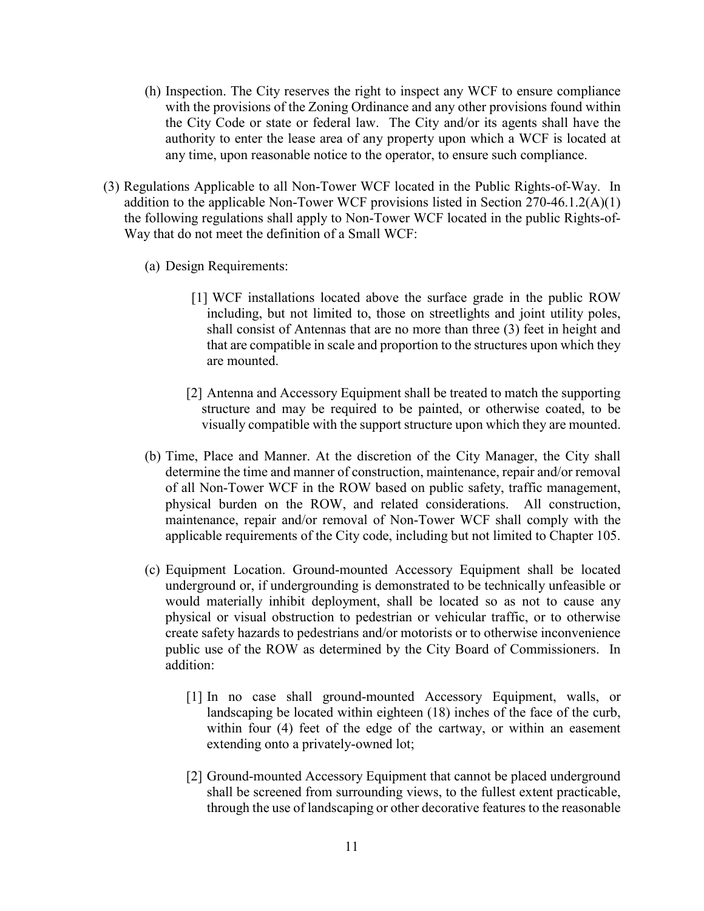(h) Inspection. The City reserves the right to inspect any WCF to ensure compliance with the provisions of the Zoning Ordinance and any other provisions found within the City Code or state or federal law. The City and/or its agents shall have the authority to enter the lease area of any property upon which a WCF is located at any time, upon reasonable notice to the operator, to ensure such compliance.

(3) Regulations Applicable to all Non-Tower WCF located in the Public Rights-of-Way. In addition to the applicable Non-Tower WCF provisions listed in Section 270-46.1.2(A)(1) the following regulations shall apply to Non-Tower WCF located in the public Rights-of-Way that do not meet the definition of a Small WCF:

(a) Design Requirements:

[1] WCF installations located above the surface grade in the public ROW including, but not limited to, those on streetlights and joint utility poles, shall consist of Antennas that are no more than three (3) feet in height and that are compatible in scale and proportion to the structures upon which they are mounted.

[2] Antenna and Accessory Equipment shall be treated to match the supporting structure and may be required to be painted, or otherwise coated, to be visually compatible with the support structure upon which they are mounted.

(b) Time, Place and Manner. At the discretion of the City Manager, the City shall determine the time and manner of construction, maintenance, repair and/or removal of all Non-Tower WCF in the ROW based on public safety, traffic management, physical burden on the ROW, and related considerations. All construction, maintenance, repair and/or removal of Non-Tower WCF shall comply with the applicable requirements of the City code, including but not limited to Chapter 105.

(c) Equipment Location. Ground-mounted Accessory Equipment shall be located underground or, if undergrounding is demonstrated to be technically unfeasible or would materially inhibit deployment, shall be located so as not to cause any physical or visual obstruction to pedestrian or vehicular traffic, or to otherwise create safety hazards to pedestrians and/or motorists or to otherwise inconvenience public use of the ROW as determined by the City Board of Commissioners. In addition:

[1] In no case shall ground-mounted Accessory Equipment, walls, or landscaping be located within eighteen (18) inches of the face of the curb, within four (4) feet of the edge of the cartway, or within an easement extending onto a privately-owned lot;

[2] Ground-mounted Accessory Equipment that cannot be placed underground shall be screened from surrounding views, to the fullest extent practicable, through the use of landscaping or other decorative features to the reasonable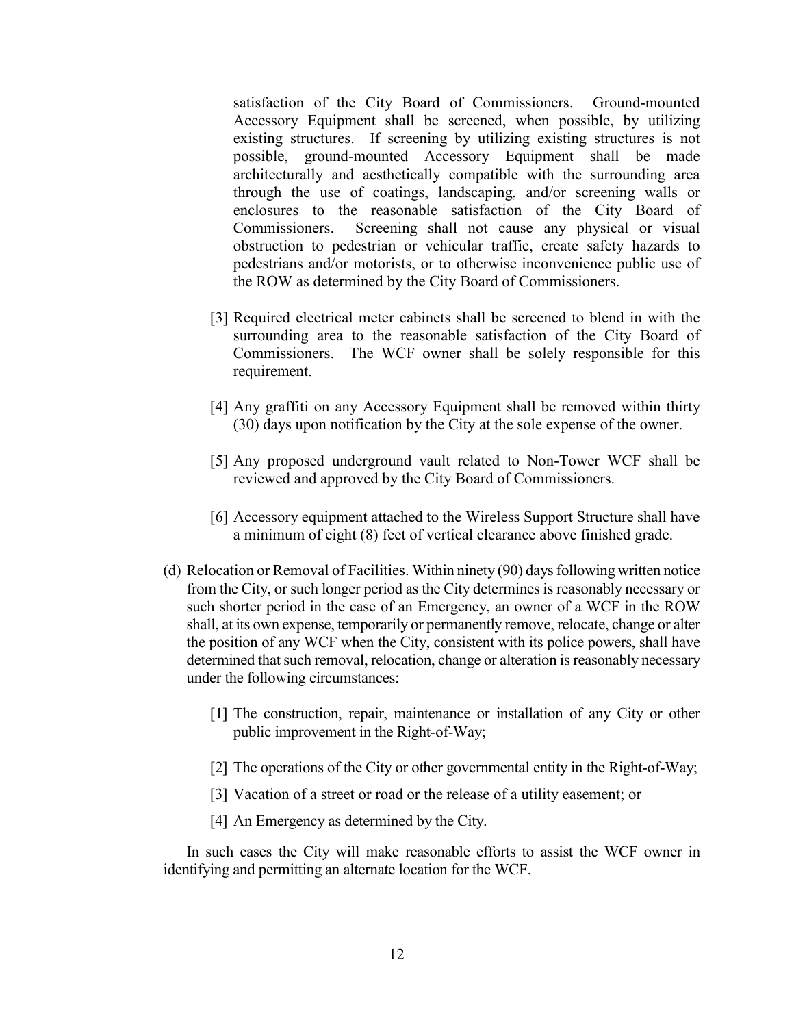satisfaction of the City Board of Commissioners. Ground-mounted Accessory Equipment shall be screened, when possible, by utilizing existing structures. If screening by utilizing existing structures is not possible, ground-mounted Accessory Equipment shall be made architecturally and aesthetically compatible with the surrounding area through the use of coatings, landscaping, and/or screening walls or enclosures to the reasonable satisfaction of the City Board of Commissioners. Screening shall not cause any physical or visual obstruction to pedestrian or vehicular traffic, create safety hazards to pedestrians and/or motorists, or to otherwise inconvenience public use of the ROW as determined by the City Board of Commissioners.

[3] Required electrical meter cabinets shall be screened to blend in with the surrounding area to the reasonable satisfaction of the City Board of Commissioners. The WCF owner shall be solely responsible for this requirement.

[4] Any graffiti on any Accessory Equipment shall be removed within thirty (30) days upon notification by the City at the sole expense of the owner.

[5] Any proposed underground vault related to Non-Tower WCF shall be reviewed and approved by the City Board of Commissioners.

[6] Accessory equipment attached to the Wireless Support Structure shall have a minimum of eight (8) feet of vertical clearance above finished grade.

(d) Relocation or Removal of Facilities. Within ninety (90) days following written notice from the City, or such longer period as the City determines is reasonably necessary or such shorter period in the case of an Emergency, an owner of a WCF in the ROW shall, at its own expense, temporarily or permanently remove, relocate, change or alter the position of any WCF when the City, consistent with its police powers, shall have determined that such removal, relocation, change or alteration is reasonably necessary under the following circumstances:

[1] The construction, repair, maintenance or installation of any City or other public improvement in the Right-of-Way;

[2] The operations of the City or other governmental entity in the Right-of-Way;

[3] Vacation of a street or road or the release of a utility easement; or

[4] An Emergency as determined by the City.

In such cases the City will make reasonable efforts to assist the WCF owner in identifying and permitting an alternate location for the WCF.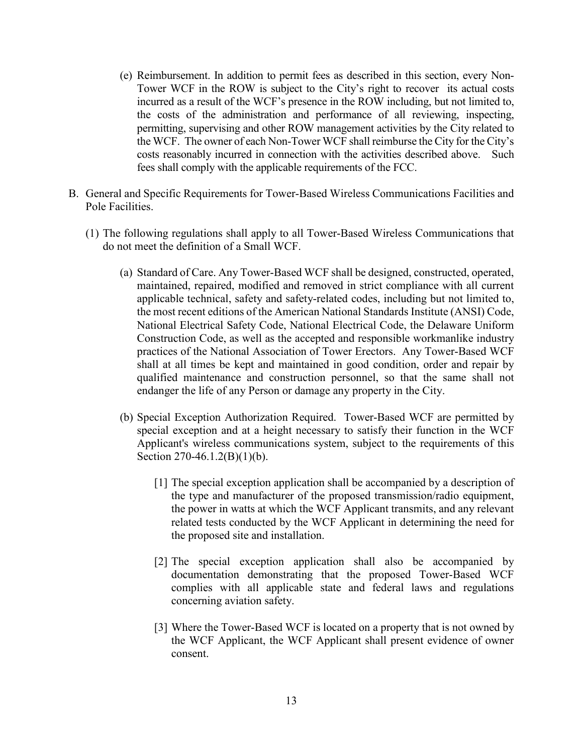(e) Reimbursement. In addition to permit fees as described in this section, every Non-Tower WCF in the ROW is subject to the City's right to recover its actual costs incurred as a result of the WCF's presence in the ROW including, but not limited to, the costs of the administration and performance of all reviewing, inspecting, permitting, supervising and other ROW management activities by the City related to the WCF. The owner of each Non-Tower WCF shall reimburse the City for the City's costs reasonably incurred in connection with the activities described above. Such fees shall comply with the applicable requirements of the FCC.

B. General and Specific Requirements for Tower-Based Wireless Communications Facilities and Pole Facilities.

(1) The following regulations shall apply to all Tower-Based Wireless Communications that do not meet the definition of a Small WCF.

(a) Standard of Care. Any Tower-Based WCF shall be designed, constructed, operated, maintained, repaired, modified and removed in strict compliance with all current applicable technical, safety and safety-related codes, including but not limited to, the most recent editions of the American National Standards Institute (ANSI) Code, National Electrical Safety Code, National Electrical Code, the Delaware Uniform Construction Code, as well as the accepted and responsible workmanlike industry practices of the National Association of Tower Erectors. Any Tower-Based WCF shall at all times be kept and maintained in good condition, order and repair by qualified maintenance and construction personnel, so that the same shall not endanger the life of any Person or damage any property in the City.

(b) Special Exception Authorization Required. Tower-Based WCF are permitted by special exception and at a height necessary to satisfy their function in the WCF Applicant's wireless communications system, subject to the requirements of this Section 270-46.1.2(B)(1)(b).

[1] The special exception application shall be accompanied by a description of the type and manufacturer of the proposed transmission/radio equipment, the power in watts at which the WCF Applicant transmits, and any relevant related tests conducted by the WCF Applicant in determining the need for the proposed site and installation.

[2] The special exception application shall also be accompanied by documentation demonstrating that the proposed Tower-Based WCF complies with all applicable state and federal laws and regulations concerning aviation safety.

[3] Where the Tower-Based WCF is located on a property that is not owned by the WCF Applicant, the WCF Applicant shall present evidence of owner consent.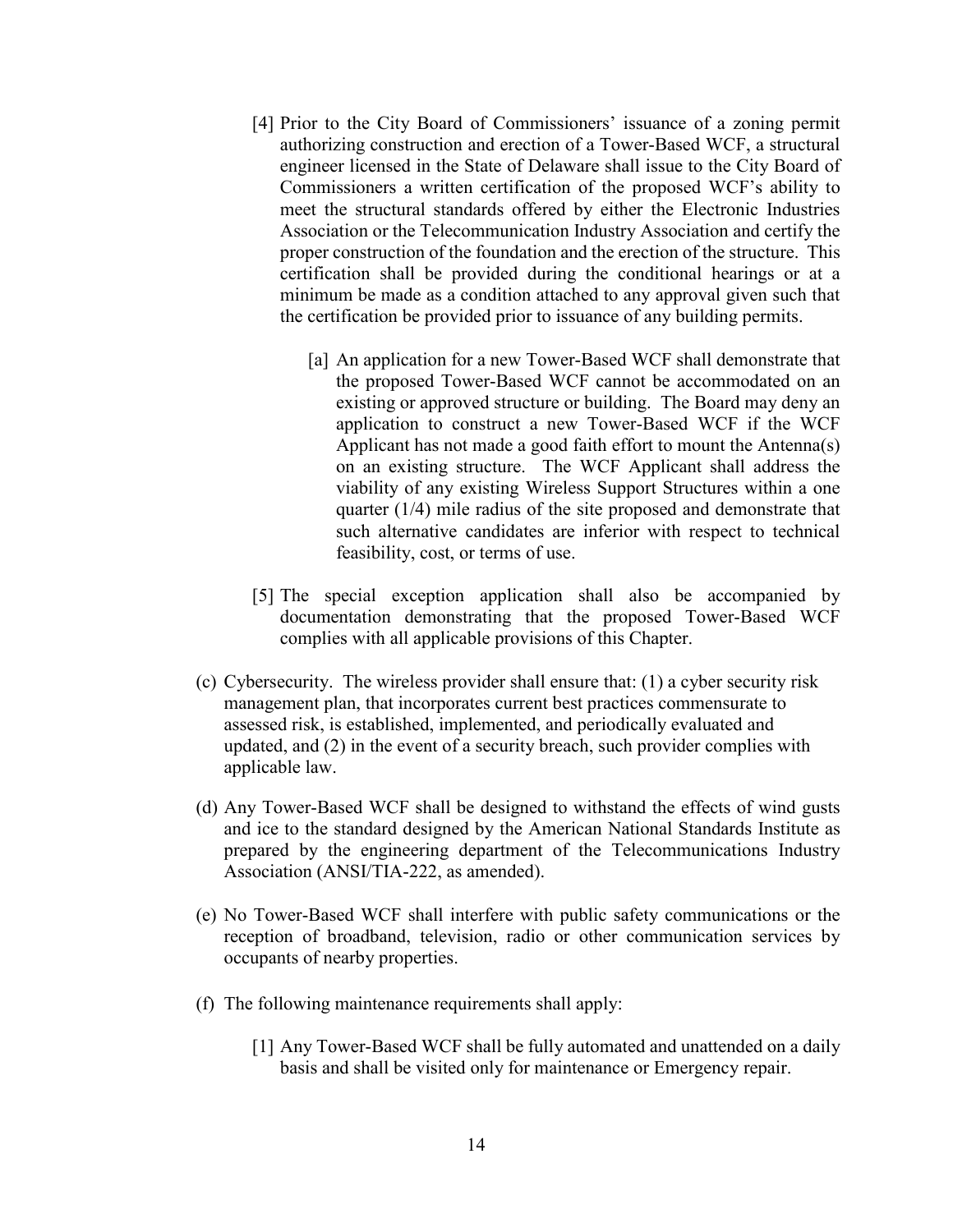[4] Prior to the City Board of Commissioners' issuance of a zoning permit authorizing construction and erection of a Tower-Based WCF, a structural engineer licensed in the State of Delaware shall issue to the City Board of Commissioners a written certification of the proposed WCF's ability to meet the structural standards offered by either the Electronic Industries Association or the Telecommunication Industry Association and certify the proper construction of the foundation and the erection of the structure. This certification shall be provided during the conditional hearings or at a minimum be made as a condition attached to any approval given such that the certification be provided prior to issuance of any building permits.

[a] An application for a new Tower-Based WCF shall demonstrate that the proposed Tower-Based WCF cannot be accommodated on an existing or approved structure or building. The Board may deny an application to construct a new Tower-Based WCF if the WCF Applicant has not made a good faith effort to mount the Antenna(s) on an existing structure. The WCF Applicant shall address the viability of any existing Wireless Support Structures within a one quarter (1/4) mile radius of the site proposed and demonstrate that such alternative candidates are inferior with respect to technical feasibility, cost, or terms of use.

[5] The special exception application shall also be accompanied by documentation demonstrating that the proposed Tower-Based WCF complies with all applicable provisions of this Chapter.

(c) Cybersecurity. The wireless provider shall ensure that: (1) a cyber security risk management plan, that incorporates current best practices commensurate to assessed risk, is established, implemented, and periodically evaluated and updated, and (2) in the event of a security breach, such provider complies with applicable law.

(d) Any Tower-Based WCF shall be designed to withstand the effects of wind gusts and ice to the standard designed by the American National Standards Institute as prepared by the engineering department of the Telecommunications Industry Association (ANSI/TIA-222, as amended).

(e) No Tower-Based WCF shall interfere with public safety communications or the reception of broadband, television, radio or other communication services by occupants of nearby properties.

(f) The following maintenance requirements shall apply:

[1] Any Tower-Based WCF shall be fully automated and unattended on a daily basis and shall be visited only for maintenance or Emergency repair.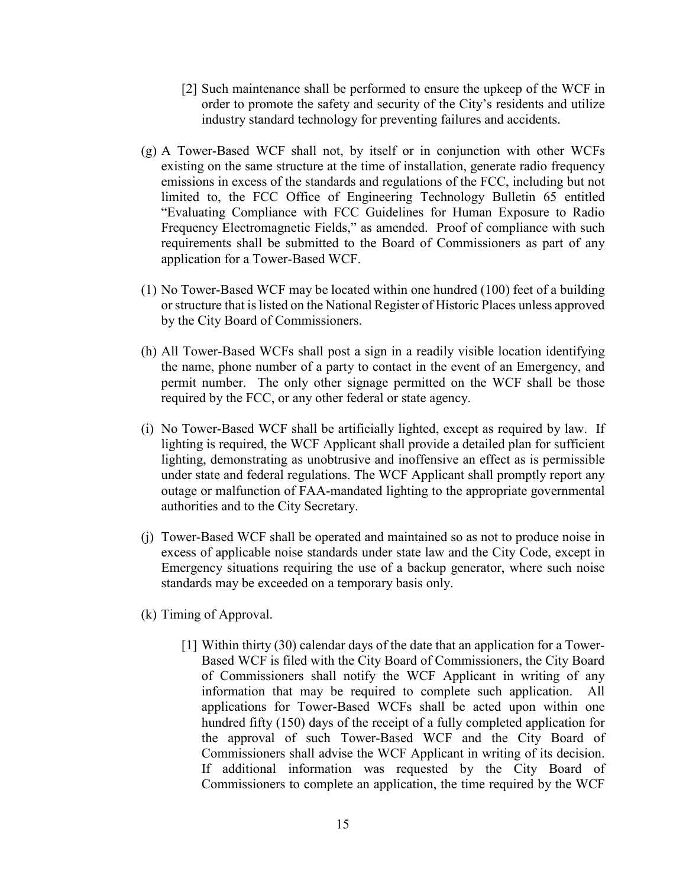[2] Such maintenance shall be performed to ensure the upkeep of the WCF in order to promote the safety and security of the City's residents and utilize industry standard technology for preventing failures and accidents.

(g) A Tower-Based WCF shall not, by itself or in conjunction with other WCFs existing on the same structure at the time of installation, generate radio frequency emissions in excess of the standards and regulations of the FCC, including but not limited to, the FCC Office of Engineering Technology Bulletin 65 entitled "Evaluating Compliance with FCC Guidelines for Human Exposure to Radio Frequency Electromagnetic Fields," as amended. Proof of compliance with such requirements shall be submitted to the Board of Commissioners as part of any application for a Tower-Based WCF.

(1) No Tower-Based WCF may be located within one hundred (100) feet of a building or structure that is listed on the National Register of Historic Places unless approved by the City Board of Commissioners.

(h) All Tower-Based WCFs shall post a sign in a readily visible location identifying the name, phone number of a party to contact in the event of an Emergency, and permit number. The only other signage permitted on the WCF shall be those required by the FCC, or any other federal or state agency.

(i) No Tower-Based WCF shall be artificially lighted, except as required by law. If lighting is required, the WCF Applicant shall provide a detailed plan for sufficient lighting, demonstrating as unobtrusive and inoffensive an effect as is permissible under state and federal regulations. The WCF Applicant shall promptly report any outage or malfunction of FAA-mandated lighting to the appropriate governmental authorities and to the City Secretary.

(j) Tower-Based WCF shall be operated and maintained so as not to produce noise in excess of applicable noise standards under state law and the City Code, except in Emergency situations requiring the use of a backup generator, where such noise standards may be exceeded on a temporary basis only.

(k) Timing of Approval.

[1] Within thirty (30) calendar days of the date that an application for a Tower-Based WCF is filed with the City Board of Commissioners, the City Board of Commissioners shall notify the WCF Applicant in writing of any information that may be required to complete such application. All applications for Tower-Based WCFs shall be acted upon within one hundred fifty (150) days of the receipt of a fully completed application for the approval of such Tower-Based WCF and the City Board of Commissioners shall advise the WCF Applicant in writing of its decision. If additional information was requested by the City Board of Commissioners to complete an application, the time required by the WCF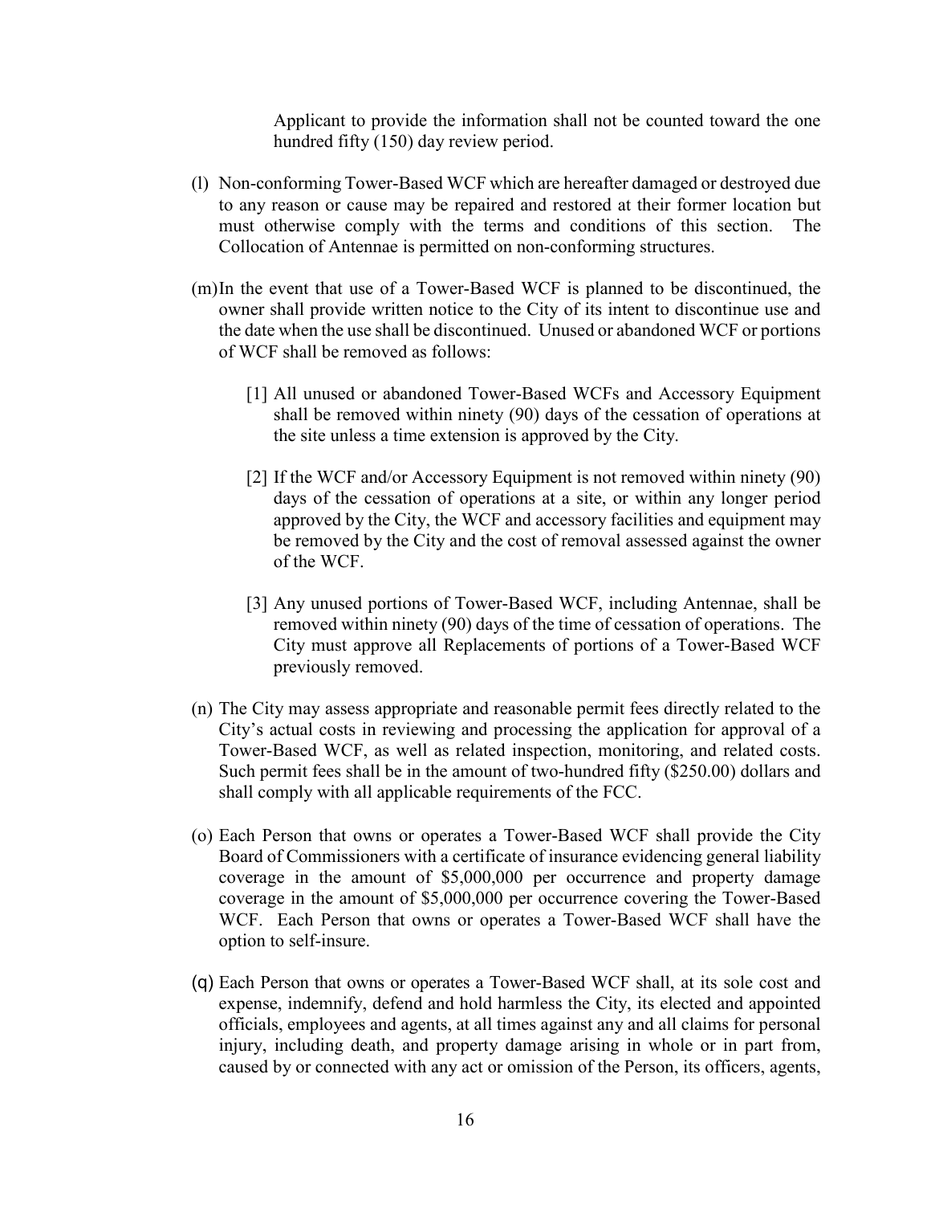Applicant to provide the information shall not be counted toward the one hundred fifty (150) day review period.

(l) Non-conforming Tower-Based WCF which are hereafter damaged or destroyed due to any reason or cause may be repaired and restored at their former location but must otherwise comply with the terms and conditions of this section. The Collocation of Antennae is permitted on non-conforming structures.

(m) In the event that use of a Tower-Based WCF is planned to be discontinued, the owner shall provide written notice to the City of its intent to discontinue use and the date when the use shall be discontinued. Unused or abandoned WCF or portions of WCF shall be removed as follows:

[1] All unused or abandoned Tower-Based WCFs and Accessory Equipment shall be removed within ninety (90) days of the cessation of operations at the site unless a time extension is approved by the City.

[2] If the WCF and/or Accessory Equipment is not removed within ninety (90) days of the cessation of operations at a site, or within any longer period approved by the City, the WCF and accessory facilities and equipment may be removed by the City and the cost of removal assessed against the owner of the WCF.

[3] Any unused portions of Tower-Based WCF, including Antennae, shall be removed within ninety (90) days of the time of cessation of operations. The City must approve all Replacements of portions of a Tower-Based WCF previously removed.

(n) The City may assess appropriate and reasonable permit fees directly related to the City's actual costs in reviewing and processing the application for approval of a Tower-Based WCF, as well as related inspection, monitoring, and related costs. Such permit fees shall be in the amount of two-hundred fifty ($250.00) dollars and shall comply with all applicable requirements of the FCC.

(o) Each Person that owns or operates a Tower-Based WCF shall provide the City Board of Commissioners with a certificate of insurance evidencing general liability coverage in the amount of $5,000,000 per occurrence and property damage coverage in the amount of $5,000,000 per occurrence covering the Tower-Based WCF. Each Person that owns or operates a Tower-Based WCF shall have the option to self-insure.

(q) Each Person that owns or operates a Tower-Based WCF shall, at its sole cost and expense, indemnify, defend and hold harmless the City, its elected and appointed officials, employees and agents, at all times against any and all claims for personal injury, including death, and property damage arising in whole or in part from, caused by or connected with any act or omission of the Person, its officers, agents,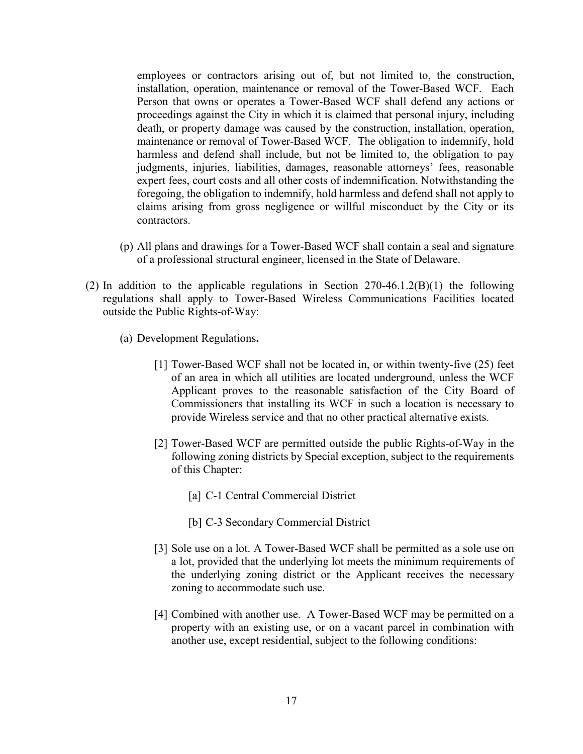employees or contractors arising out of, but not limited to, the construction, installation, operation, maintenance or removal of the Tower-Based WCF. Each Person that owns or operates a Tower-Based WCF shall defend any actions or proceedings against the City in which it is claimed that personal injury, including death, or property damage was caused by the construction, installation, operation, maintenance or removal of Tower-Based WCF. The obligation to indemnify, hold harmless and defend shall include, but not be limited to, the obligation to pay judgments, injuries, liabilities, damages, reasonable attorneys' fees, reasonable expert fees, court costs and all other costs of indemnification. Notwithstanding the foregoing, the obligation to indemnify, hold harmless and defend shall not apply to claims arising from gross negligence or willful misconduct by the City or its contractors.

(p) All plans and drawings for a Tower-Based WCF shall contain a seal and signature of a professional structural engineer, licensed in the State of Delaware.

(2) In addition to the applicable regulations in Section 270-46.1.2(B)(1) the following regulations shall apply to Tower-Based Wireless Communications Facilities located outside the Public Rights-of-Way:

(a) Development Regulations**.**

[1] Tower-Based WCF shall not be located in, or within twenty-five (25) feet of an area in which all utilities are located underground, unless the WCF Applicant proves to the reasonable satisfaction of the City Board of Commissioners that installing its WCF in such a location is necessary to provide Wireless service and that no other practical alternative exists.

[2] Tower-Based WCF are permitted outside the public Rights-of-Way in the following zoning districts by Special exception, subject to the requirements of this Chapter:

[a] C-1 Central Commercial District

[b] C-3 Secondary Commercial District

[3] Sole use on a lot. A Tower-Based WCF shall be permitted as a sole use on a lot, provided that the underlying lot meets the minimum requirements of the underlying zoning district or the Applicant receives the necessary zoning to accommodate such use.

[4] Combined with another use. A Tower-Based WCF may be permitted on a property with an existing use, or on a vacant parcel in combination with another use, except residential, subject to the following conditions: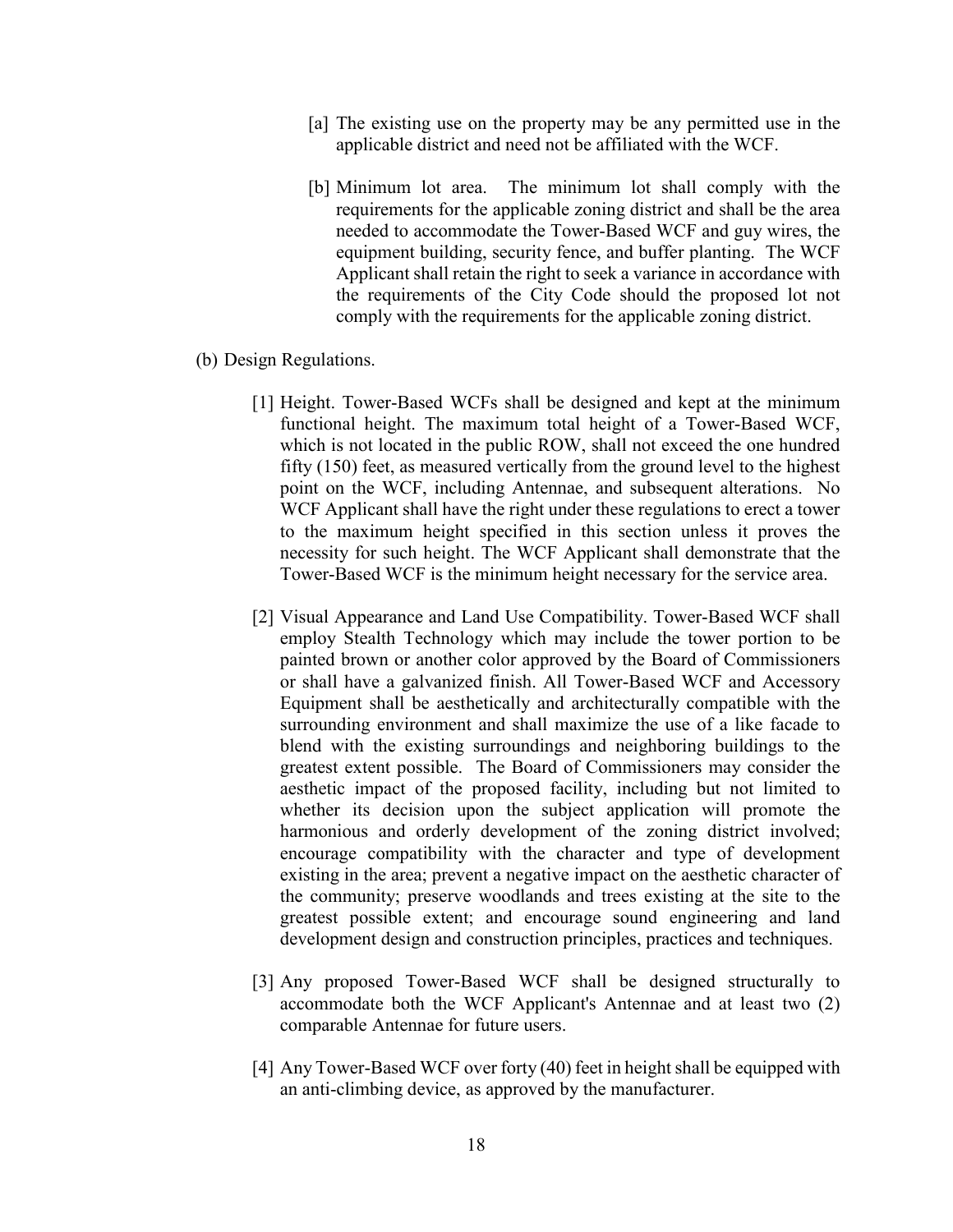[a] The existing use on the property may be any permitted use in the applicable district and need not be affiliated with the WCF.

[b] Minimum lot area. The minimum lot shall comply with the requirements for the applicable zoning district and shall be the area needed to accommodate the Tower-Based WCF and guy wires, the equipment building, security fence, and buffer planting. The WCF Applicant shall retain the right to seek a variance in accordance with the requirements of the City Code should the proposed lot not comply with the requirements for the applicable zoning district.

(b) Design Regulations.

[1] Height. Tower-Based WCFs shall be designed and kept at the minimum functional height. The maximum total height of a Tower-Based WCF, which is not located in the public ROW, shall not exceed the one hundred fifty (150) feet, as measured vertically from the ground level to the highest point on the WCF, including Antennae, and subsequent alterations. No WCF Applicant shall have the right under these regulations to erect a tower to the maximum height specified in this section unless it proves the necessity for such height. The WCF Applicant shall demonstrate that the Tower-Based WCF is the minimum height necessary for the service area.

[2] Visual Appearance and Land Use Compatibility. Tower-Based WCF shall employ Stealth Technology which may include the tower portion to be painted brown or another color approved by the Board of Commissioners or shall have a galvanized finish. All Tower-Based WCF and Accessory Equipment shall be aesthetically and architecturally compatible with the surrounding environment and shall maximize the use of a like facade to blend with the existing surroundings and neighboring buildings to the greatest extent possible. The Board of Commissioners may consider the aesthetic impact of the proposed facility, including but not limited to whether its decision upon the subject application will promote the harmonious and orderly development of the zoning district involved; encourage compatibility with the character and type of development existing in the area; prevent a negative impact on the aesthetic character of the community; preserve woodlands and trees existing at the site to the greatest possible extent; and encourage sound engineering and land development design and construction principles, practices and techniques.

[3] Any proposed Tower-Based WCF shall be designed structurally to accommodate both the WCF Applicant's Antennae and at least two (2) comparable Antennae for future users.

[4] Any Tower-Based WCF over forty (40) feet in height shall be equipped with an anti-climbing device, as approved by the manufacturer.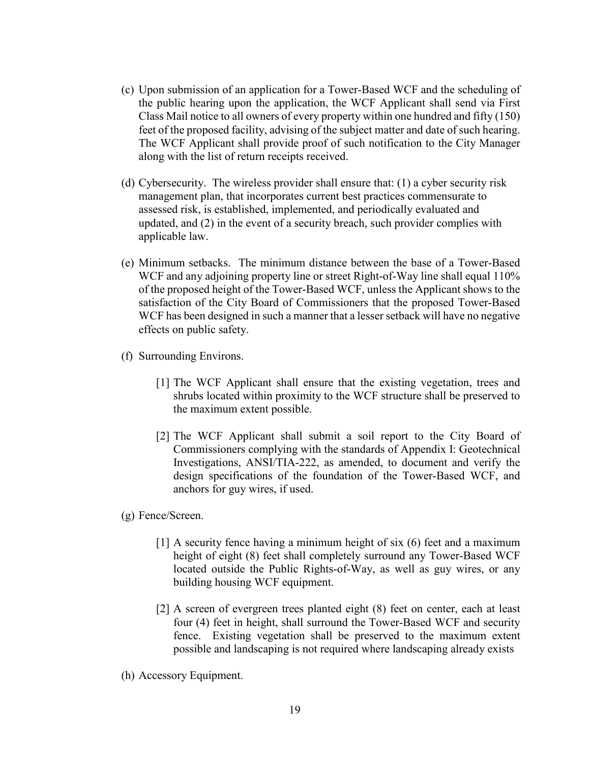(c) Upon submission of an application for a Tower-Based WCF and the scheduling of the public hearing upon the application, the WCF Applicant shall send via First Class Mail notice to all owners of every property within one hundred and fifty (150) feet of the proposed facility, advising of the subject matter and date of such hearing. The WCF Applicant shall provide proof of such notification to the City Manager along with the list of return receipts received.

(d) Cybersecurity. The wireless provider shall ensure that: (1) a cyber security risk management plan, that incorporates current best practices commensurate to assessed risk, is established, implemented, and periodically evaluated and updated, and (2) in the event of a security breach, such provider complies with applicable law.

(e) Minimum setbacks. The minimum distance between the base of a Tower-Based WCF and any adjoining property line or street Right-of-Way line shall equal 110% of the proposed height of the Tower-Based WCF, unless the Applicant shows to the satisfaction of the City Board of Commissioners that the proposed Tower-Based WCF has been designed in such a manner that a lesser setback will have no negative effects on public safety.

(f) Surrounding Environs.

  [1] The WCF Applicant shall ensure that the existing vegetation, trees and shrubs located within proximity to the WCF structure shall be preserved to the maximum extent possible.

  [2] The WCF Applicant shall submit a soil report to the City Board of Commissioners complying with the standards of Appendix I: Geotechnical Investigations, ANSI/TIA-222, as amended, to document and verify the design specifications of the foundation of the Tower-Based WCF, and anchors for guy wires, if used.

(g) Fence/Screen.

  [1] A security fence having a minimum height of six (6) feet and a maximum height of eight (8) feet shall completely surround any Tower-Based WCF located outside the Public Rights-of-Way, as well as guy wires, or any building housing WCF equipment.

  [2] A screen of evergreen trees planted eight (8) feet on center, each at least four (4) feet in height, shall surround the Tower-Based WCF and security fence. Existing vegetation shall be preserved to the maximum extent possible and landscaping is not required where landscaping already exists

(h) Accessory Equipment.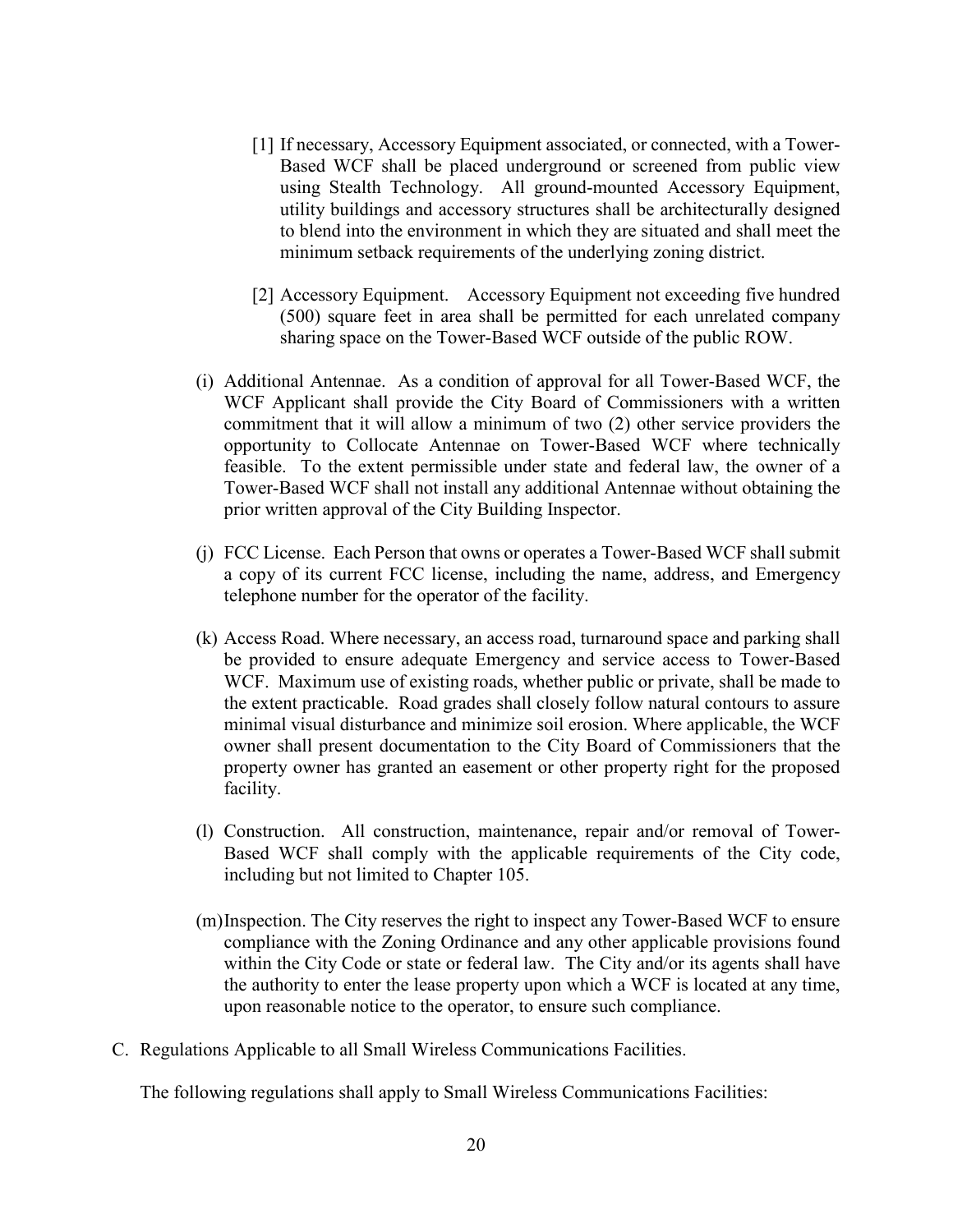[1] If necessary, Accessory Equipment associated, or connected, with a Tower-Based WCF shall be placed underground or screened from public view using Stealth Technology. All ground-mounted Accessory Equipment, utility buildings and accessory structures shall be architecturally designed to blend into the environment in which they are situated and shall meet the minimum setback requirements of the underlying zoning district.

[2] Accessory Equipment. Accessory Equipment not exceeding five hundred (500) square feet in area shall be permitted for each unrelated company sharing space on the Tower-Based WCF outside of the public ROW.

(i) Additional Antennae. As a condition of approval for all Tower-Based WCF, the WCF Applicant shall provide the City Board of Commissioners with a written commitment that it will allow a minimum of two (2) other service providers the opportunity to Collocate Antennae on Tower-Based WCF where technically feasible. To the extent permissible under state and federal law, the owner of a Tower-Based WCF shall not install any additional Antennae without obtaining the prior written approval of the City Building Inspector.

(j) FCC License. Each Person that owns or operates a Tower-Based WCF shall submit a copy of its current FCC license, including the name, address, and Emergency telephone number for the operator of the facility.

(k) Access Road. Where necessary, an access road, turnaround space and parking shall be provided to ensure adequate Emergency and service access to Tower-Based WCF. Maximum use of existing roads, whether public or private, shall be made to the extent practicable. Road grades shall closely follow natural contours to assure minimal visual disturbance and minimize soil erosion. Where applicable, the WCF owner shall present documentation to the City Board of Commissioners that the property owner has granted an easement or other property right for the proposed facility.

(l) Construction. All construction, maintenance, repair and/or removal of Tower-Based WCF shall comply with the applicable requirements of the City code, including but not limited to Chapter 105.

(m) Inspection. The City reserves the right to inspect any Tower-Based WCF to ensure compliance with the Zoning Ordinance and any other applicable provisions found within the City Code or state or federal law. The City and/or its agents shall have the authority to enter the lease property upon which a WCF is located at any time, upon reasonable notice to the operator, to ensure such compliance.

C. Regulations Applicable to all Small Wireless Communications Facilities.

The following regulations shall apply to Small Wireless Communications Facilities: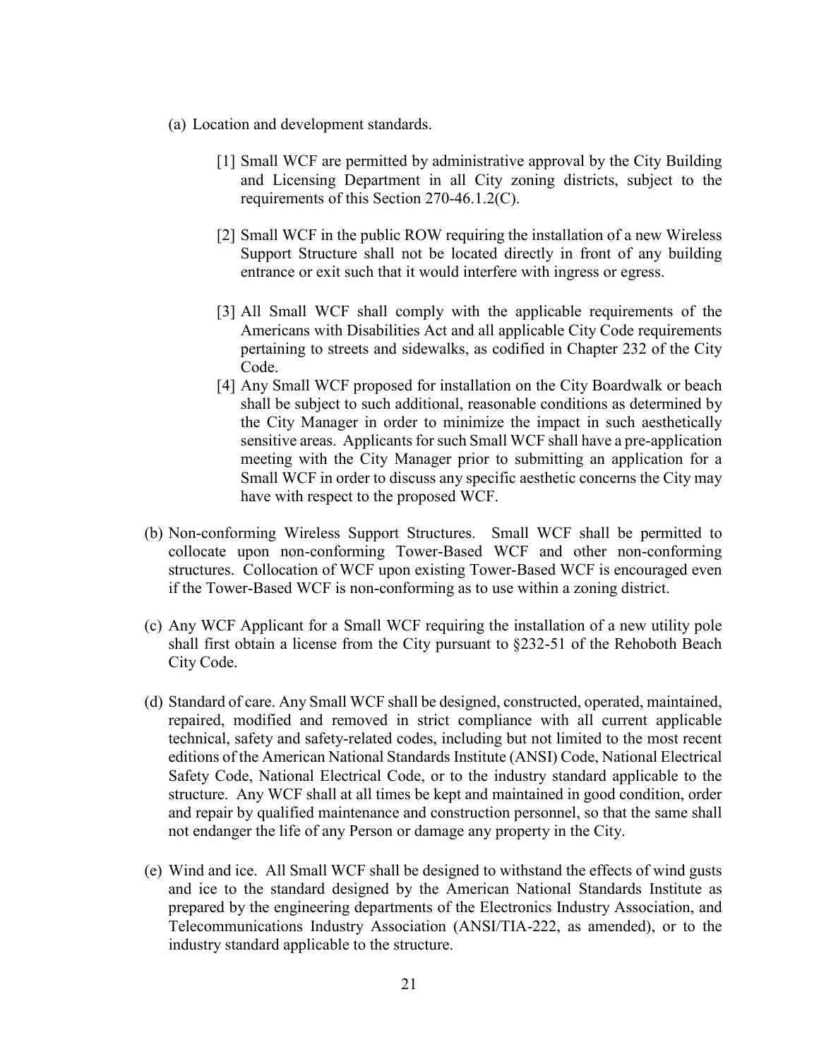(a) Location and development standards.

[1] Small WCF are permitted by administrative approval by the City Building and Licensing Department in all City zoning districts, subject to the requirements of this Section 270-46.1.2(C).

[2] Small WCF in the public ROW requiring the installation of a new Wireless Support Structure shall not be located directly in front of any building entrance or exit such that it would interfere with ingress or egress.

[3] All Small WCF shall comply with the applicable requirements of the Americans with Disabilities Act and all applicable City Code requirements pertaining to streets and sidewalks, as codified in Chapter 232 of the City Code.

[4] Any Small WCF proposed for installation on the City Boardwalk or beach shall be subject to such additional, reasonable conditions as determined by the City Manager in order to minimize the impact in such aesthetically sensitive areas. Applicants for such Small WCF shall have a pre-application meeting with the City Manager prior to submitting an application for a Small WCF in order to discuss any specific aesthetic concerns the City may have with respect to the proposed WCF.

(b) Non-conforming Wireless Support Structures. Small WCF shall be permitted to collocate upon non-conforming Tower-Based WCF and other non-conforming structures. Collocation of WCF upon existing Tower-Based WCF is encouraged even if the Tower-Based WCF is non-conforming as to use within a zoning district.

(c) Any WCF Applicant for a Small WCF requiring the installation of a new utility pole shall first obtain a license from the City pursuant to §232-51 of the Rehoboth Beach City Code.

(d) Standard of care. Any Small WCF shall be designed, constructed, operated, maintained, repaired, modified and removed in strict compliance with all current applicable technical, safety and safety-related codes, including but not limited to the most recent editions of the American National Standards Institute (ANSI) Code, National Electrical Safety Code, National Electrical Code, or to the industry standard applicable to the structure. Any WCF shall at all times be kept and maintained in good condition, order and repair by qualified maintenance and construction personnel, so that the same shall not endanger the life of any Person or damage any property in the City.

(e) Wind and ice. All Small WCF shall be designed to withstand the effects of wind gusts and ice to the standard designed by the American National Standards Institute as prepared by the engineering departments of the Electronics Industry Association, and Telecommunications Industry Association (ANSI/TIA-222, as amended), or to the industry standard applicable to the structure.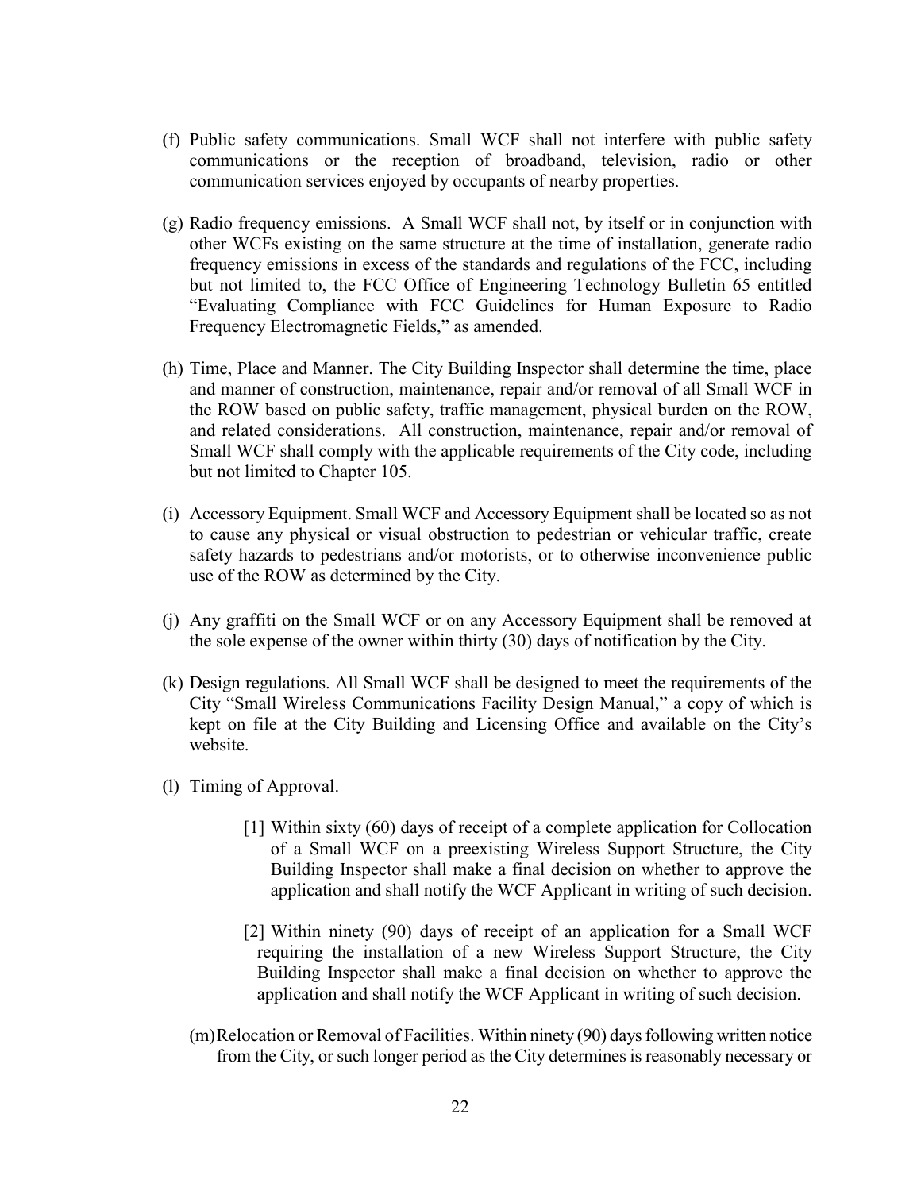(f) Public safety communications. Small WCF shall not interfere with public safety communications or the reception of broadband, television, radio or other communication services enjoyed by occupants of nearby properties.

(g) Radio frequency emissions. A Small WCF shall not, by itself or in conjunction with other WCFs existing on the same structure at the time of installation, generate radio frequency emissions in excess of the standards and regulations of the FCC, including but not limited to, the FCC Office of Engineering Technology Bulletin 65 entitled "Evaluating Compliance with FCC Guidelines for Human Exposure to Radio Frequency Electromagnetic Fields," as amended.

(h) Time, Place and Manner. The City Building Inspector shall determine the time, place and manner of construction, maintenance, repair and/or removal of all Small WCF in the ROW based on public safety, traffic management, physical burden on the ROW, and related considerations. All construction, maintenance, repair and/or removal of Small WCF shall comply with the applicable requirements of the City code, including but not limited to Chapter 105.

(i) Accessory Equipment. Small WCF and Accessory Equipment shall be located so as not to cause any physical or visual obstruction to pedestrian or vehicular traffic, create safety hazards to pedestrians and/or motorists, or to otherwise inconvenience public use of the ROW as determined by the City.

(j) Any graffiti on the Small WCF or on any Accessory Equipment shall be removed at the sole expense of the owner within thirty (30) days of notification by the City.

(k) Design regulations. All Small WCF shall be designed to meet the requirements of the City "Small Wireless Communications Facility Design Manual," a copy of which is kept on file at the City Building and Licensing Office and available on the City's website.

(l) Timing of Approval.

[1] Within sixty (60) days of receipt of a complete application for Collocation of a Small WCF on a preexisting Wireless Support Structure, the City Building Inspector shall make a final decision on whether to approve the application and shall notify the WCF Applicant in writing of such decision.

[2] Within ninety (90) days of receipt of an application for a Small WCF requiring the installation of a new Wireless Support Structure, the City Building Inspector shall make a final decision on whether to approve the application and shall notify the WCF Applicant in writing of such decision.

(m) Relocation or Removal of Facilities. Within ninety (90) days following written notice from the City, or such longer period as the City determines is reasonably necessary or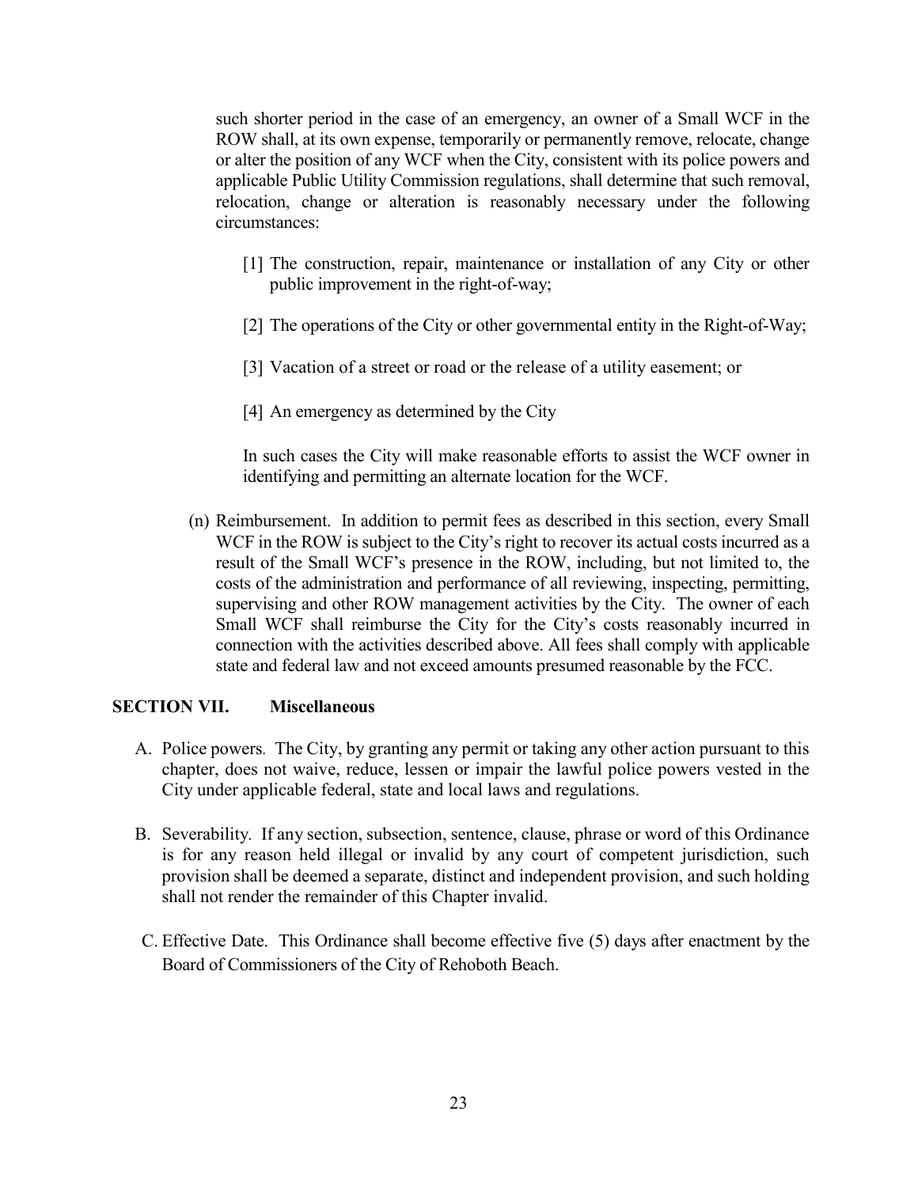such shorter period in the case of an emergency, an owner of a Small WCF in the ROW shall, at its own expense, temporarily or permanently remove, relocate, change or alter the position of any WCF when the City, consistent with its police powers and applicable Public Utility Commission regulations, shall determine that such removal, relocation, change or alteration is reasonably necessary under the following circumstances:

[1] The construction, repair, maintenance or installation of any City or other public improvement in the right-of-way;

[2] The operations of the City or other governmental entity in the Right-of-Way;

[3] Vacation of a street or road or the release of a utility easement; or

[4] An emergency as determined by the City

In such cases the City will make reasonable efforts to assist the WCF owner in identifying and permitting an alternate location for the WCF.

(n) Reimbursement. In addition to permit fees as described in this section, every Small WCF in the ROW is subject to the City's right to recover its actual costs incurred as a result of the Small WCF's presence in the ROW, including, but not limited to, the costs of the administration and performance of all reviewing, inspecting, permitting, supervising and other ROW management activities by the City. The owner of each Small WCF shall reimburse the City for the City's costs reasonably incurred in connection with the activities described above. All fees shall comply with applicable state and federal law and not exceed amounts presumed reasonable by the FCC.

## SECTION VII. Miscellaneous

A. Police powers. The City, by granting any permit or taking any other action pursuant to this chapter, does not waive, reduce, lessen or impair the lawful police powers vested in the City under applicable federal, state and local laws and regulations.

B. Severability. If any section, subsection, sentence, clause, phrase or word of this Ordinance is for any reason held illegal or invalid by any court of competent jurisdiction, such provision shall be deemed a separate, distinct and independent provision, and such holding shall not render the remainder of this Chapter invalid.

C. Effective Date. This Ordinance shall become effective five (5) days after enactment by the Board of Commissioners of the City of Rehoboth Beach.